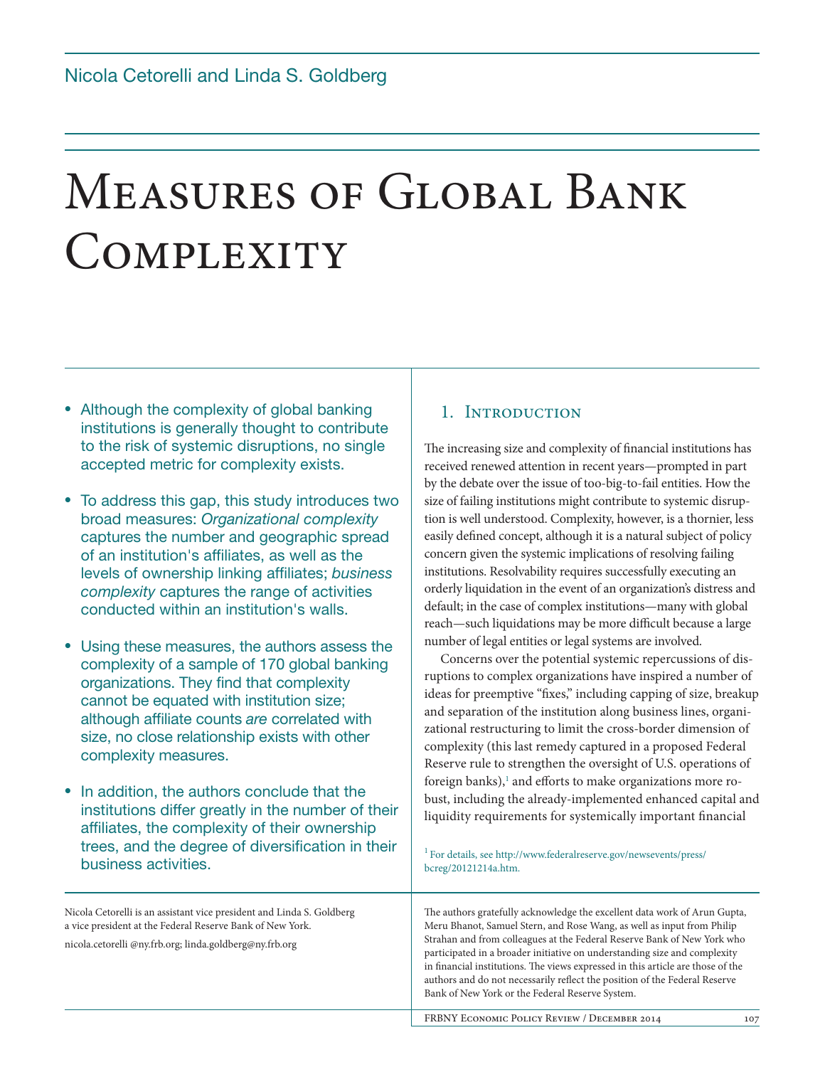Nicola Cetorelli and Linda S. Goldberg

# Measures of Global Bank Complexity

- Although the complexity of global banking institutions is generally thought to contribute to the risk of systemic disruptions, no single accepted metric for complexity exists.
- To address this gap, this study introduces two broad measures: *Organizational complexity* captures the number and geographic spread of an institution's affiliates, as well as the levels of ownership linking affiliates; *business complexity* captures the range of activities conducted within an institution's walls.
- Using these measures, the authors assess the complexity of a sample of 170 global banking organizations. They find that complexity cannot be equated with institution size; although affiliate counts *are* correlated with size, no close relationship exists with other complexity measures.
- In addition, the authors conclude that the institutions differ greatly in the number of their affiliates, the complexity of their ownership trees, and the degree of diversification in their business activities.

Nicola Cetorelli is an assistant vice president and Linda S. Goldberg a vice president at the Federal Reserve Bank of New York.

nicola.cetorelli @ny.frb.org; linda.goldberg@ny.frb.org

## 1. Introduction

The increasing size and complexity of financial institutions has received renewed attention in recent years—prompted in part by the debate over the issue of too-big-to-fail entities. How the size of failing institutions might contribute to systemic disruption is well understood. Complexity, however, is a thornier, less easily defined concept, although it is a natural subject of policy concern given the systemic implications of resolving failing institutions. Resolvability requires successfully executing an orderly liquidation in the event of an organization's distress and default; in the case of complex institutions—many with global reach—such liquidations may be more difficult because a large number of legal entities or legal systems are involved.

Concerns over the potential systemic repercussions of disruptions to complex organizations have inspired a number of ideas for preemptive "fixes," including capping of size, breakup and separation of the institution along business lines, organizational restructuring to limit the cross-border dimension of complexity (this last remedy captured in a proposed Federal Reserve rule to strengthen the oversight of U.S. operations of foreign banks),[1] and efforts to make organizations more robust, including the already-implemented enhanced capital and liquidity requirements for systemically important financial

[1] For details, see http://www.federalreserve.gov/newsevents/press/bcreg/20121214a.htm.

The authors gratefully acknowledge the excellent data work of Arun Gupta, Meru Bhanot, Samuel Stern, and Rose Wang, as well as input from Philip Strahan and from colleagues at the Federal Reserve Bank of New York who participated in a broader initiative on understanding size and complexity in financial institutions. The views expressed in this article are those of the authors and do not necessarily reflect the position of the Federal Reserve Bank of New York or the Federal Reserve System.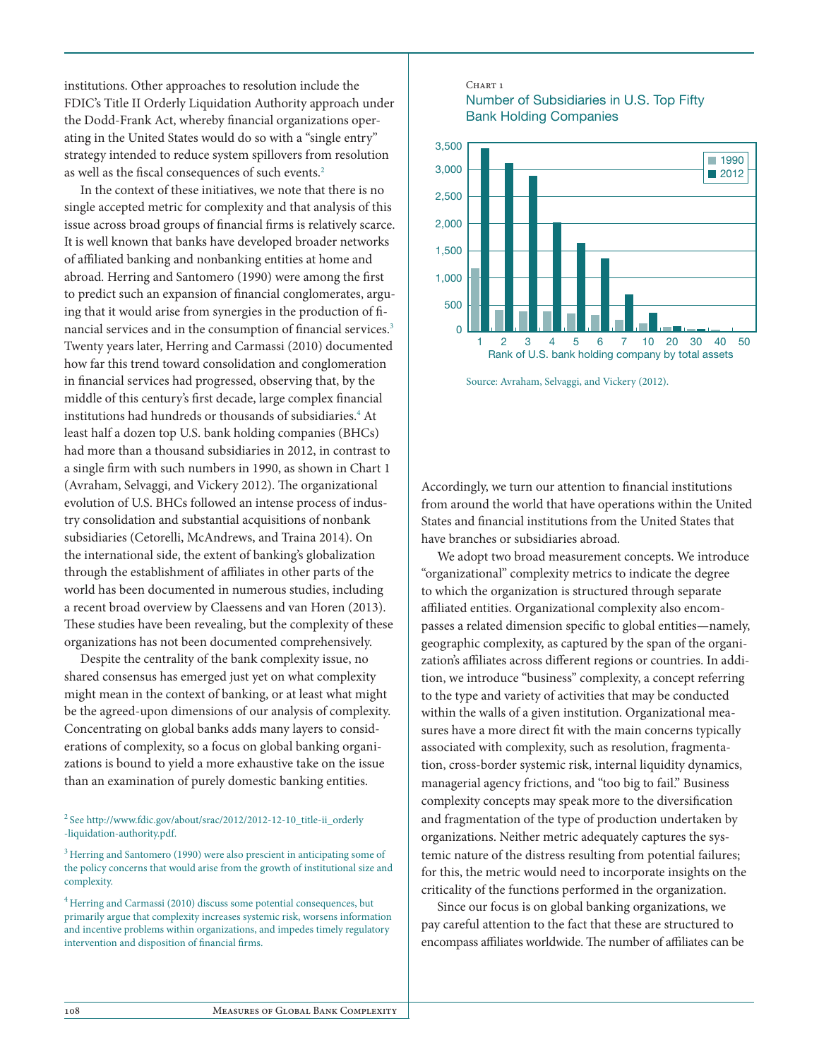institutions. Other approaches to resolution include the FDIC's Title II Orderly Liquidation Authority approach under the Dodd-Frank Act, whereby financial organizations operating in the United States would do so with a "single entry" strategy intended to reduce system spillovers from resolution as well as the fiscal consequences of such events.[2]

In the context of these initiatives, we note that there is no single accepted metric for complexity and that analysis of this issue across broad groups of financial firms is relatively scarce. It is well known that banks have developed broader networks of affiliated banking and nonbanking entities at home and abroad. Herring and Santomero (1990) were among the first to predict such an expansion of financial conglomerates, arguing that it would arise from synergies in the production of financial services and in the consumption of financial services.[3] Twenty years later, Herring and Carmassi (2010) documented how far this trend toward consolidation and conglomeration in financial services had progressed, observing that, by the middle of this century's first decade, large complex financial institutions had hundreds or thousands of subsidiaries.[4] At least half a dozen top U.S. bank holding companies (BHCs) had more than a thousand subsidiaries in 2012, in contrast to a single firm with such numbers in 1990, as shown in Chart 1 (Avraham, Selvaggi, and Vickery 2012). The organizational evolution of U.S. BHCs followed an intense process of industry consolidation and substantial acquisitions of nonbank subsidiaries (Cetorelli, McAndrews, and Traina 2014). On the international side, the extent of banking's globalization through the establishment of affiliates in other parts of the world has been documented in numerous studies, including a recent broad overview by Claessens and van Horen (2013). These studies have been revealing, but the complexity of these organizations has not been documented comprehensively.

Despite the centrality of the bank complexity issue, no shared consensus has emerged just yet on what complexity might mean in the context of banking, or at least what might be the agreed-upon dimensions of our analysis of complexity. Concentrating on global banks adds many layers to considerations of complexity, so a focus on global banking organizations is bound to yield a more exhaustive take on the issue than an examination of purely domestic banking entities.

[2] See http://www.fdic.gov/about/srac/2012/2012-12-10_title-ii_orderly-liquidation-authority.pdf.

[3] Herring and Santomero (1990) were also prescient in anticipating some of the policy concerns that would arise from the growth of institutional size and complexity.

[4] Herring and Carmassi (2010) discuss some potential consequences, but primarily argue that complexity increases systemic risk, worsens information and incentive problems within organizations, and impedes timely regulatory intervention and disposition of financial firms.

Chart 1
Number of Subsidiaries in U.S. Top Fifty Bank Holding Companies

Source: Avraham, Selvaggi, and Vickery (2012).

Accordingly, we turn our attention to financial institutions from around the world that have operations within the United States and financial institutions from the United States that have branches or subsidiaries abroad.

We adopt two broad measurement concepts. We introduce "organizational" complexity metrics to indicate the degree to which the organization is structured through separate affiliated entities. Organizational complexity also encompasses a related dimension specific to global entities—namely, geographic complexity, as captured by the span of the organization's affiliates across different regions or countries. In addition, we introduce "business" complexity, a concept referring to the type and variety of activities that may be conducted within the walls of a given institution. Organizational measures have a more direct fit with the main concerns typically associated with complexity, such as resolution, fragmentation, cross-border systemic risk, internal liquidity dynamics, managerial agency frictions, and "too big to fail." Business complexity concepts may speak more to the diversification and fragmentation of the type of production undertaken by organizations. Neither metric adequately captures the systemic nature of the distress resulting from potential failures; for this, the metric would need to incorporate insights on the criticality of the functions performed in the organization.

Since our focus is on global banking organizations, we pay careful attention to the fact that these are structured to encompass affiliates worldwide. The number of affiliates can be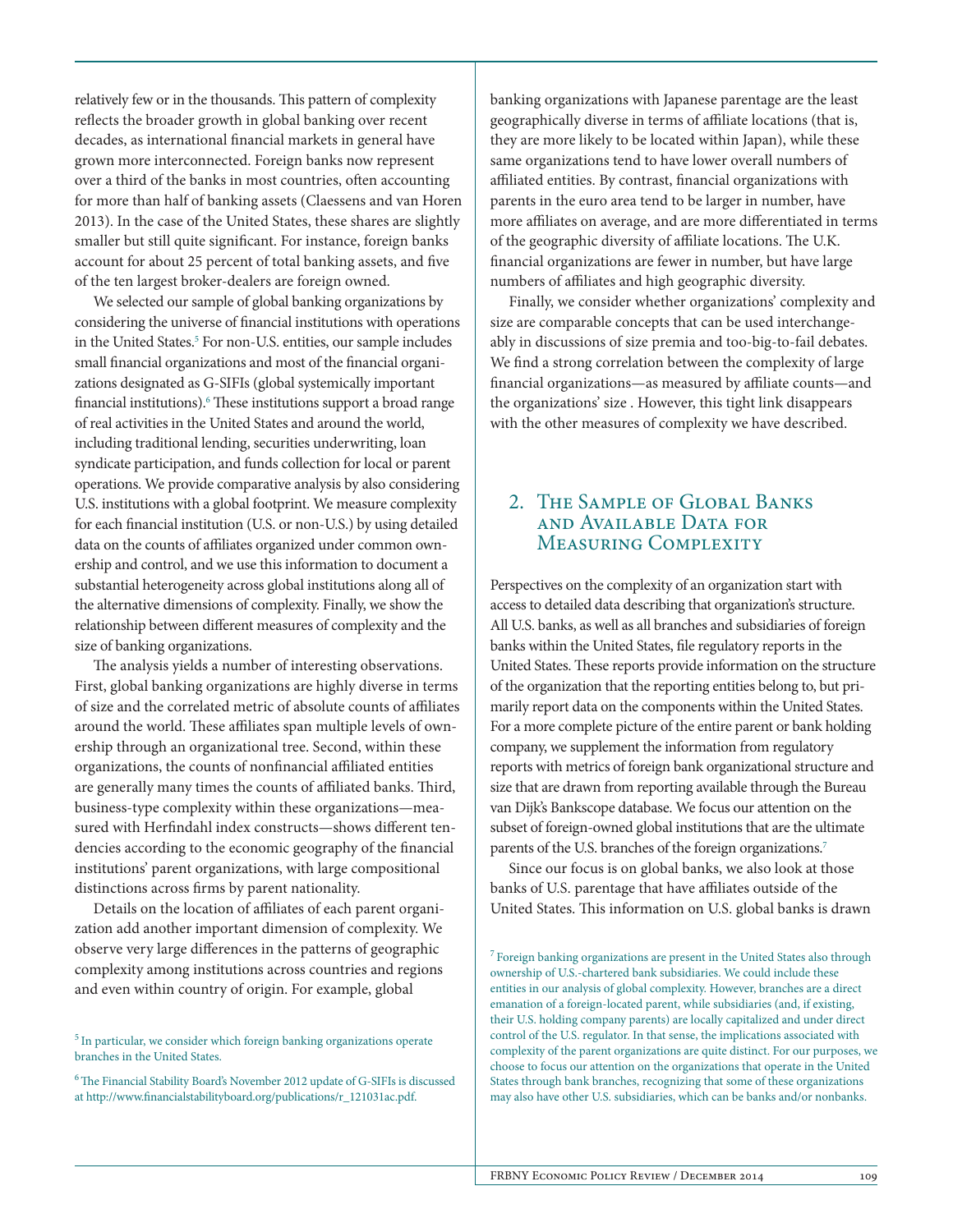relatively few or in the thousands. This pattern of complexity reflects the broader growth in global banking over recent decades, as international financial markets in general have grown more interconnected. Foreign banks now represent over a third of the banks in most countries, often accounting for more than half of banking assets (Claessens and van Horen 2013). In the case of the United States, these shares are slightly smaller but still quite significant. For instance, foreign banks account for about 25 percent of total banking assets, and five of the ten largest broker-dealers are foreign owned.

We selected our sample of global banking organizations by considering the universe of financial institutions with operations in the United States.[5] For non-U.S. entities, our sample includes small financial organizations and most of the financial organizations designated as G-SIFIs (global systemically important financial institutions).[6] These institutions support a broad range of real activities in the United States and around the world, including traditional lending, securities underwriting, loan syndicate participation, and funds collection for local or parent operations. We provide comparative analysis by also considering U.S. institutions with a global footprint. We measure complexity for each financial institution (U.S. or non-U.S.) by using detailed data on the counts of affiliates organized under common ownership and control, and we use this information to document a substantial heterogeneity across global institutions along all of the alternative dimensions of complexity. Finally, we show the relationship between different measures of complexity and the size of banking organizations.

The analysis yields a number of interesting observations. First, global banking organizations are highly diverse in terms of size and the correlated metric of absolute counts of affiliates around the world. These affiliates span multiple levels of ownership through an organizational tree. Second, within these organizations, the counts of nonfinancial affiliated entities are generally many times the counts of affiliated banks. Third, business-type complexity within these organizations—measured with Herfindahl index constructs—shows different tendencies according to the economic geography of the financial institutions' parent organizations, with large compositional distinctions across firms by parent nationality.

Details on the location of affiliates of each parent organization add another important dimension of complexity. We observe very large differences in the patterns of geographic complexity among institutions across countries and regions and even within country of origin. For example, global banking organizations with Japanese parentage are the least geographically diverse in terms of affiliate locations (that is, they are more likely to be located within Japan), while these same organizations tend to have lower overall numbers of affiliated entities. By contrast, financial organizations with parents in the euro area tend to be larger in number, have more affiliates on average, and are more differentiated in terms of the geographic diversity of affiliate locations. The U.K. financial organizations are fewer in number, but have large numbers of affiliates and high geographic diversity.

Finally, we consider whether organizations' complexity and size are comparable concepts that can be used interchangeably in discussions of size premia and too-big-to-fail debates. We find a strong correlation between the complexity of large financial organizations—as measured by affiliate counts—and the organizations' size . However, this tight link disappears with the other measures of complexity we have described.

## 2. The Sample of Global Banks and Available Data for Measuring Complexity

Perspectives on the complexity of an organization start with access to detailed data describing that organization's structure. All U.S. banks, as well as all branches and subsidiaries of foreign banks within the United States, file regulatory reports in the United States. These reports provide information on the structure of the organization that the reporting entities belong to, but primarily report data on the components within the United States. For a more complete picture of the entire parent or bank holding company, we supplement the information from regulatory reports with metrics of foreign bank organizational structure and size that are drawn from reporting available through the Bureau van Dijk's Bankscope database. We focus our attention on the subset of foreign-owned global institutions that are the ultimate parents of the U.S. branches of the foreign organizations.[7]

Since our focus is on global banks, we also look at those banks of U.S. parentage that have affiliates outside of the United States. This information on U.S. global banks is drawn

[5] In particular, we consider which foreign banking organizations operate branches in the United States.

[6] The Financial Stability Board's November 2012 update of G-SIFIs is discussed at http://www.financialstabilityboard.org/publications/r_121031ac.pdf.

[7] Foreign banking organizations are present in the United States also through ownership of U.S.-chartered bank subsidiaries. We could include these entities in our analysis of global complexity. However, branches are a direct emanation of a foreign-located parent, while subsidiaries (and, if existing, their U.S. holding company parents) are locally capitalized and under direct control of the U.S. regulator. In that sense, the implications associated with complexity of the parent organizations are quite distinct. For our purposes, we choose to focus our attention on the organizations that operate in the United States through bank branches, recognizing that some of these organizations may also have other U.S. subsidiaries, which can be banks and/or nonbanks.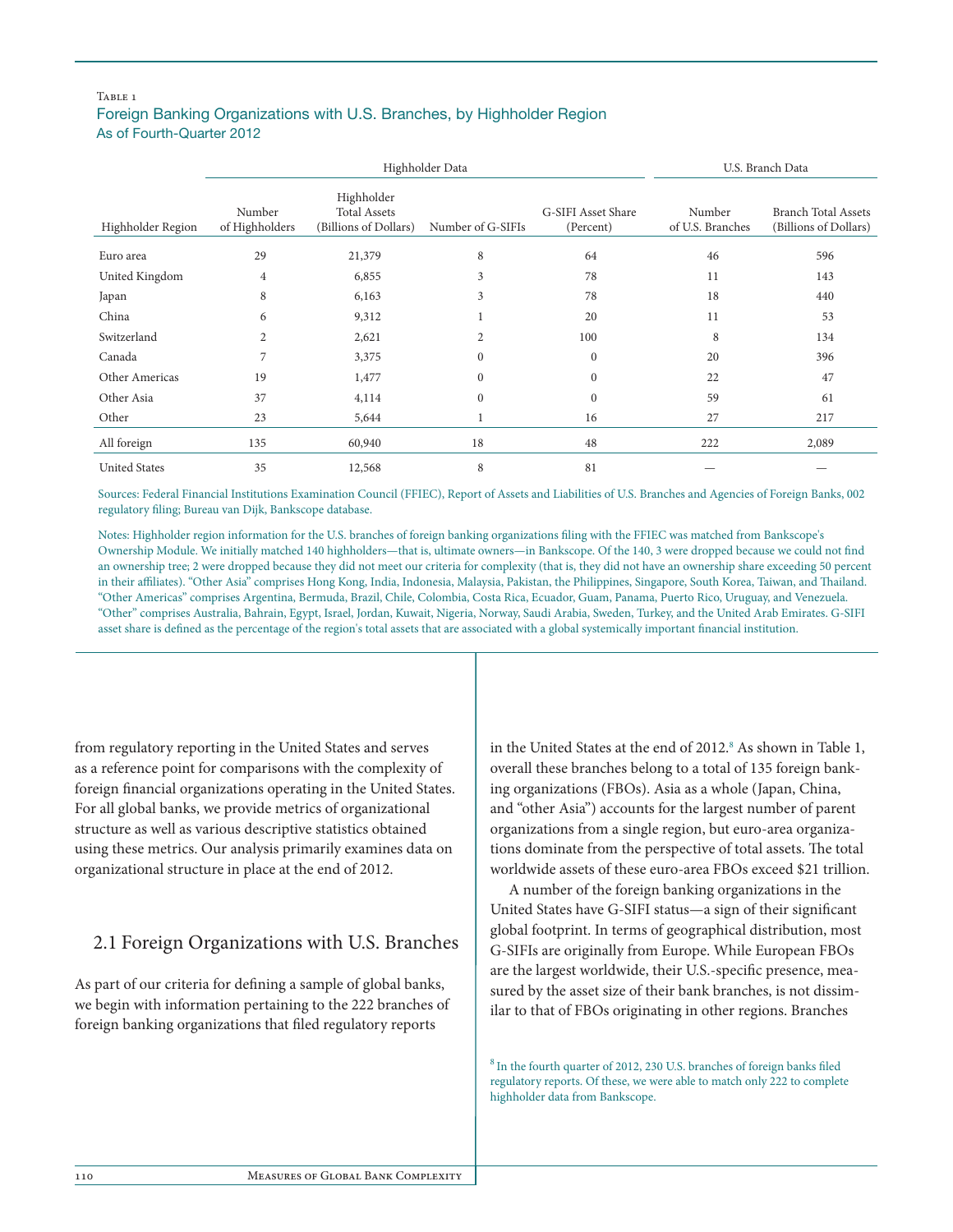Table 1

Foreign Banking Organizations with U.S. Branches, by Highholder Region

As of Fourth-Quarter 2012

| | Highholder Data | | | | U.S. Branch Data | |
|---|---|---|---|---|---|---|
| Highholder Region | Number of Highholders | Highholder Total Assets (Billions of Dollars) | Number of G-SIFIs | G-SIFI Asset Share (Percent) | Number of U.S. Branches | Branch Total Assets (Billions of Dollars) |
| Euro area | 29 | 21,379 | 8 | 64 | 46 | 596 |
| United Kingdom | 4 | 6,855 | 3 | 78 | 11 | 143 |
| Japan | 8 | 6,163 | 3 | 78 | 18 | 440 |
| China | 6 | 9,312 | 1 | 20 | 11 | 53 |
| Switzerland | 2 | 2,621 | 2 | 100 | 8 | 134 |
| Canada | 7 | 3,375 | 0 | 0 | 20 | 396 |
| Other Americas | 19 | 1,477 | 0 | 0 | 22 | 47 |
| Other Asia | 37 | 4,114 | 0 | 0 | 59 | 61 |
| Other | 23 | 5,644 | 1 | 16 | 27 | 217 |
| All foreign | 135 | 60,940 | 18 | 48 | 222 | 2,089 |
| United States | 35 | 12,568 | 8 | 81 | — | — |

Sources: Federal Financial Institutions Examination Council (FFIEC), Report of Assets and Liabilities of U.S. Branches and Agencies of Foreign Banks, 002 regulatory filing; Bureau van Dijk, Bankscope database.

Notes: Highholder region information for the U.S. branches of foreign banking organizations filing with the FFIEC was matched from Bankscope's Ownership Module. We initially matched 140 highholders—that is, ultimate owners—in Bankscope. Of the 140, 3 were dropped because we could not find an ownership tree; 2 were dropped because they did not meet our criteria for complexity (that is, they did not have an ownership share exceeding 50 percent in their affiliates). "Other Asia" comprises Hong Kong, India, Indonesia, Malaysia, Pakistan, the Philippines, Singapore, South Korea, Taiwan, and Thailand. "Other Americas" comprises Argentina, Bermuda, Brazil, Chile, Colombia, Costa Rica, Ecuador, Guam, Panama, Puerto Rico, Uruguay, and Venezuela. "Other" comprises Australia, Bahrain, Egypt, Israel, Jordan, Kuwait, Nigeria, Norway, Saudi Arabia, Sweden, Turkey, and the United Arab Emirates. G-SIFI asset share is defined as the percentage of the region's total assets that are associated with a global systemically important financial institution.

from regulatory reporting in the United States and serves as a reference point for comparisons with the complexity of foreign financial organizations operating in the United States. For all global banks, we provide metrics of organizational structure as well as various descriptive statistics obtained using these metrics. Our analysis primarily examines data on organizational structure in place at the end of 2012.

## 2.1 Foreign Organizations with U.S. Branches

As part of our criteria for defining a sample of global banks, we begin with information pertaining to the 222 branches of foreign banking organizations that filed regulatory reports in the United States at the end of 2012.[8] As shown in Table 1, overall these branches belong to a total of 135 foreign banking organizations (FBOs). Asia as a whole (Japan, China, and "other Asia") accounts for the largest number of parent organizations from a single region, but euro-area organizations dominate from the perspective of total assets. The total worldwide assets of these euro-area FBOs exceed $21 trillion.

A number of the foreign banking organizations in the United States have G-SIFI status—a sign of their significant global footprint. In terms of geographical distribution, most G-SIFIs are originally from Europe. While European FBOs are the largest worldwide, their U.S.-specific presence, measured by the asset size of their bank branches, is not dissimilar to that of FBOs originating in other regions. Branches

[8] In the fourth quarter of 2012, 230 U.S. branches of foreign banks filed regulatory reports. Of these, we were able to match only 222 to complete highholder data from Bankscope.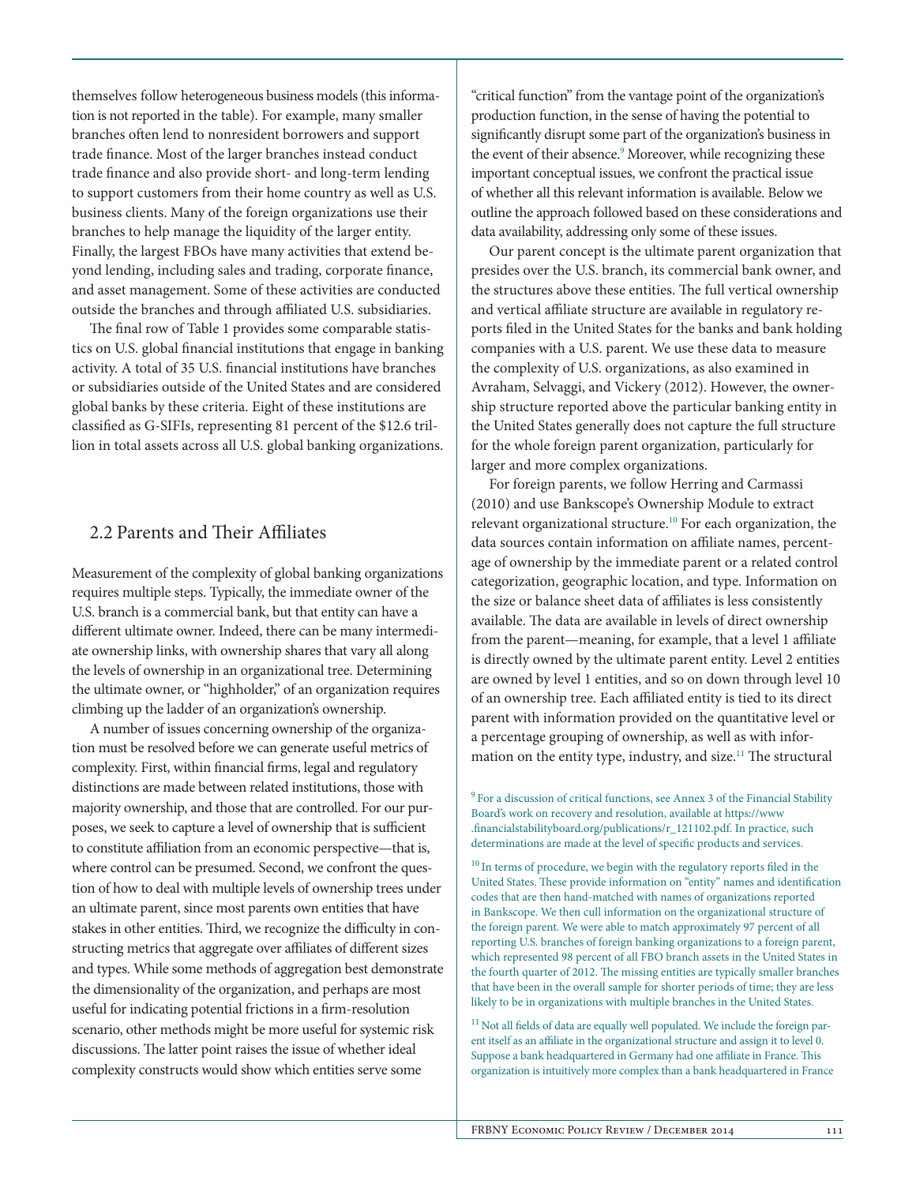themselves follow heterogeneous business models (this information is not reported in the table). For example, many smaller branches often lend to nonresident borrowers and support trade finance. Most of the larger branches instead conduct trade finance and also provide short- and long-term lending to support customers from their home country as well as U.S. business clients. Many of the foreign organizations use their branches to help manage the liquidity of the larger entity. Finally, the largest FBOs have many activities that extend beyond lending, including sales and trading, corporate finance, and asset management. Some of these activities are conducted outside the branches and through affiliated U.S. subsidiaries.

The final row of Table 1 provides some comparable statistics on U.S. global financial institutions that engage in banking activity. A total of 35 U.S. financial institutions have branches or subsidiaries outside of the United States and are considered global banks by these criteria. Eight of these institutions are classified as G-SIFIs, representing 81 percent of the $12.6 trillion in total assets across all U.S. global banking organizations.

## 2.2 Parents and Their Affiliates

Measurement of the complexity of global banking organizations requires multiple steps. Typically, the immediate owner of the U.S. branch is a commercial bank, but that entity can have a different ultimate owner. Indeed, there can be many intermediate ownership links, with ownership shares that vary all along the levels of ownership in an organizational tree. Determining the ultimate owner, or "highholder," of an organization requires climbing up the ladder of an organization's ownership.

A number of issues concerning ownership of the organization must be resolved before we can generate useful metrics of complexity. First, within financial firms, legal and regulatory distinctions are made between related institutions, those with majority ownership, and those that are controlled. For our purposes, we seek to capture a level of ownership that is sufficient to constitute affiliation from an economic perspective—that is, where control can be presumed. Second, we confront the question of how to deal with multiple levels of ownership trees under an ultimate parent, since most parents own entities that have stakes in other entities. Third, we recognize the difficulty in constructing metrics that aggregate over affiliates of different sizes and types. While some methods of aggregation best demonstrate the dimensionality of the organization, and perhaps are most useful for indicating potential frictions in a firm-resolution scenario, other methods might be more useful for systemic risk discussions. The latter point raises the issue of whether ideal complexity constructs would show which entities serve some "critical function" from the vantage point of the organization's production function, in the sense of having the potential to significantly disrupt some part of the organization's business in the event of their absence.[9] Moreover, while recognizing these important conceptual issues, we confront the practical issue of whether all this relevant information is available. Below we outline the approach followed based on these considerations and data availability, addressing only some of these issues.

Our parent concept is the ultimate parent organization that presides over the U.S. branch, its commercial bank owner, and the structures above these entities. The full vertical ownership and vertical affiliate structure are available in regulatory reports filed in the United States for the banks and bank holding companies with a U.S. parent. We use these data to measure the complexity of U.S. organizations, as also examined in Avraham, Selvaggi, and Vickery (2012). However, the ownership structure reported above the particular banking entity in the United States generally does not capture the full structure for the whole foreign parent organization, particularly for larger and more complex organizations.

For foreign parents, we follow Herring and Carmassi (2010) and use Bankscope's Ownership Module to extract relevant organizational structure.[10] For each organization, the data sources contain information on affiliate names, percentage of ownership by the immediate parent or a related control categorization, geographic location, and type. Information on the size or balance sheet data of affiliates is less consistently available. The data are available in levels of direct ownership from the parent—meaning, for example, that a level 1 affiliate is directly owned by the ultimate parent entity. Level 2 entities are owned by level 1 entities, and so on down through level 10 of an ownership tree. Each affiliated entity is tied to its direct parent with information provided on the quantitative level or a percentage grouping of ownership, as well as with information on the entity type, industry, and size.[11] The structural

[9] For a discussion of critical functions, see Annex 3 of the Financial Stability Board's work on recovery and resolution, available at https://www.financialstabilityboard.org/publications/r_121102.pdf. In practice, such determinations are made at the level of specific products and services.

[10] In terms of procedure, we begin with the regulatory reports filed in the United States. These provide information on "entity" names and identification codes that are then hand-matched with names of organizations reported in Bankscope. We then cull information on the organizational structure of the foreign parent. We were able to match approximately 97 percent of all reporting U.S. branches of foreign banking organizations to a foreign parent, which represented 98 percent of all FBO branch assets in the United States in the fourth quarter of 2012. The missing entities are typically smaller branches that have been in the overall sample for shorter periods of time; they are less likely to be in organizations with multiple branches in the United States.

[11] Not all fields of data are equally well populated. We include the foreign parent itself as an affiliate in the organizational structure and assign it to level 0. Suppose a bank headquartered in Germany had one affiliate in France. This organization is intuitively more complex than a bank headquartered in France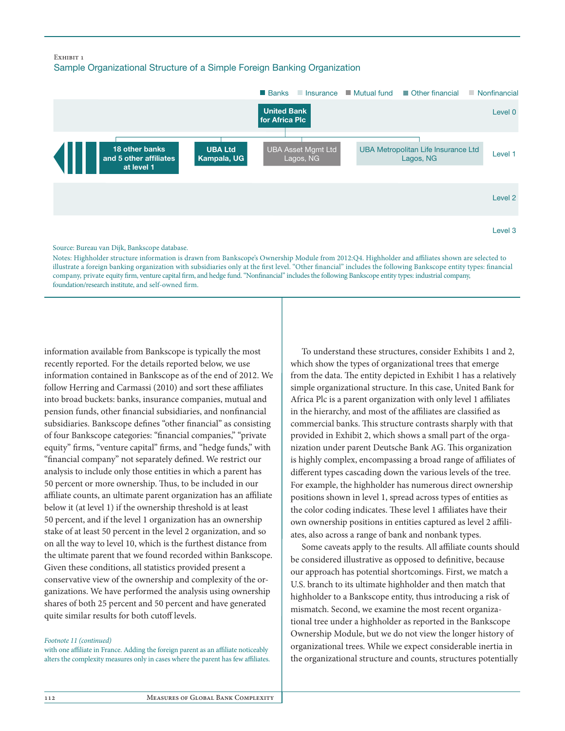Exhibit 1

Sample Organizational Structure of a Simple Foreign Banking Organization

Banks | Insurance | Mutual fund | Other financial | Nonfinancial

Level 0: United Bank for Africa Plc

Level 1: 18 other banks and 5 other affiliates at level 1 | UBA Ltd Kampala, UG | UBA Asset Mgmt Ltd Lagos, NG | UBA Metropolitan Life Insurance Ltd Lagos, NG

Level 2

Level 3

Source: Bureau van Dijk, Bankscope database.

Notes: Highholder structure information is drawn from Bankscope's Ownership Module from 2012:Q4. Highholder and affiliates shown are selected to illustrate a foreign banking organization with subsidiaries only at the first level. "Other financial" includes the following Bankscope entity types: financial company, private equity firm, venture capital firm, and hedge fund. "Nonfinancial" includes the following Bankscope entity types: industrial company, foundation/research institute, and self-owned firm.

information available from Bankscope is typically the most recently reported. For the details reported below, we use information contained in Bankscope as of the end of 2012. We follow Herring and Carmassi (2010) and sort these affiliates into broad buckets: banks, insurance companies, mutual and pension funds, other financial subsidiaries, and nonfinancial subsidiaries. Bankscope defines "other financial" as consisting of four Bankscope categories: "financial companies," "private equity" firms, "venture capital" firms, and "hedge funds," with "financial company" not separately defined. We restrict our analysis to include only those entities in which a parent has 50 percent or more ownership. Thus, to be included in our affiliate counts, an ultimate parent organization has an affiliate below it (at level 1) if the ownership threshold is at least 50 percent, and if the level 1 organization has an ownership stake of at least 50 percent in the level 2 organization, and so on all the way to level 10, which is the furthest distance from the ultimate parent that we found recorded within Bankscope. Given these conditions, all statistics provided present a conservative view of the ownership and complexity of the organizations. We have performed the analysis using ownership shares of both 25 percent and 50 percent and have generated quite similar results for both cutoff levels.

To understand these structures, consider Exhibits 1 and 2, which show the types of organizational trees that emerge from the data. The entity depicted in Exhibit 1 has a relatively simple organizational structure. In this case, United Bank for Africa Plc is a parent organization with only level 1 affiliates in the hierarchy, and most of the affiliates are classified as commercial banks. This structure contrasts sharply with that provided in Exhibit 2, which shows a small part of the organization under parent Deutsche Bank AG. This organization is highly complex, encompassing a broad range of affiliates of different types cascading down the various levels of the tree. For example, the highholder has numerous direct ownership positions shown in level 1, spread across types of entities as the color coding indicates. These level 1 affiliates have their own ownership positions in entities captured as level 2 affiliates, also across a range of bank and nonbank types.

Some caveats apply to the results. All affiliate counts should be considered illustrative as opposed to definitive, because our approach has potential shortcomings. First, we match a U.S. branch to its ultimate highholder and then match that highholder to a Bankscope entity, thus introducing a risk of mismatch. Second, we examine the most recent organizational tree under a highholder as reported in the Bankscope Ownership Module, but we do not view the longer history of organizational trees. While we expect considerable inertia in the organizational structure and counts, structures potentially

*Footnote 11 (continued)*
with one affiliate in France. Adding the foreign parent as an affiliate noticeably alters the complexity measures only in cases where the parent has few affiliates.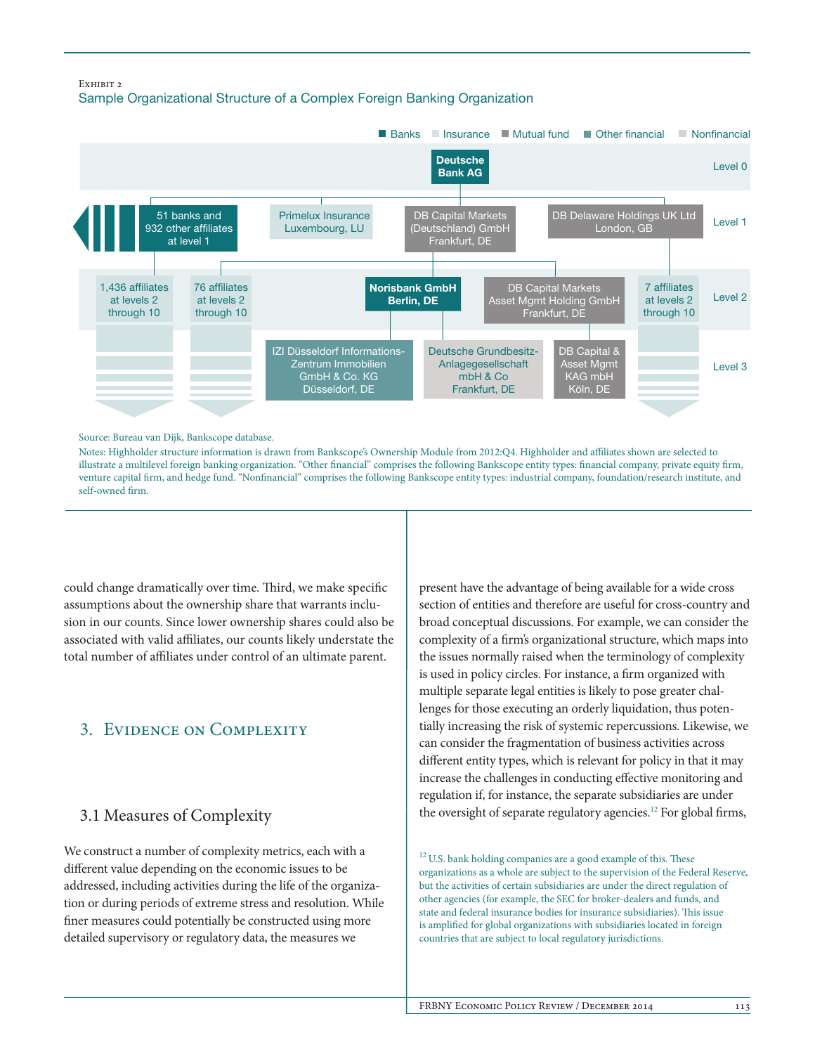Exhibit 2

Sample Organizational Structure of a Complex Foreign Banking Organization

Banks | Insurance | Mutual fund | Other financial | Nonfinancial

Level 0: Deutsche Bank AG

Level 1: 51 banks and 932 other affiliates at level 1; Primelux Insurance Luxembourg, LU; DB Capital Markets (Deutschland) GmbH Frankfurt, DE; DB Delaware Holdings UK Ltd London, GB

Level 2: 1,436 affiliates at levels 2 through 10; 76 affiliates at levels 2 through 10; Norisbank GmbH Berlin, DE; DB Capital Markets Asset Mgmt Holding GmbH Frankfurt, DE; 7 affiliates at levels 2 through 10

Level 3: IZI Düsseldorf Informations-Zentrum Immobilien GmbH & Co. KG Düsseldorf, DE; Deutsche Grundbesitz-Anlagegesellschaft mbH & Co Frankfurt, DE; DB Capital & Asset Mgmt KAG mbH Köln, DE

Source: Bureau van Dijk, Bankscope database.

Notes: Highholder structure information is drawn from Bankscope's Ownership Module from 2012:Q4. Highholder and affiliates shown are selected to illustrate a multilevel foreign banking organization. "Other financial" comprises the following Bankscope entity types: financial company, private equity firm, venture capital firm, and hedge fund. "Nonfinancial" comprises the following Bankscope entity types: industrial company, foundation/research institute, and self-owned firm.

could change dramatically over time. Third, we make specific assumptions about the ownership share that warrants inclusion in our counts. Since lower ownership shares could also be associated with valid affiliates, our counts likely understate the total number of affiliates under control of an ultimate parent.

## 3. Evidence on Complexity

### 3.1 Measures of Complexity

We construct a number of complexity metrics, each with a different value depending on the economic issues to be addressed, including activities during the life of the organization or during periods of extreme stress and resolution. While finer measures could potentially be constructed using more detailed supervisory or regulatory data, the measures we present have the advantage of being available for a wide cross section of entities and therefore are useful for cross-country and broad conceptual discussions. For example, we can consider the complexity of a firm's organizational structure, which maps into the issues normally raised when the terminology of complexity is used in policy circles. For instance, a firm organized with multiple separate legal entities is likely to pose greater challenges for those executing an orderly liquidation, thus potentially increasing the risk of systemic repercussions. Likewise, we can consider the fragmentation of business activities across different entity types, which is relevant for policy in that it may increase the challenges in conducting effective monitoring and regulation if, for instance, the separate subsidiaries are under the oversight of separate regulatory agencies.[12] For global firms,

[12] U.S. bank holding companies are a good example of this. These organizations as a whole are subject to the supervision of the Federal Reserve, but the activities of certain subsidiaries are under the direct regulation of other agencies (for example, the SEC for broker-dealers and funds, and state and federal insurance bodies for insurance subsidiaries). This issue is amplified for global organizations with subsidiaries located in foreign countries that are subject to local regulatory jurisdictions.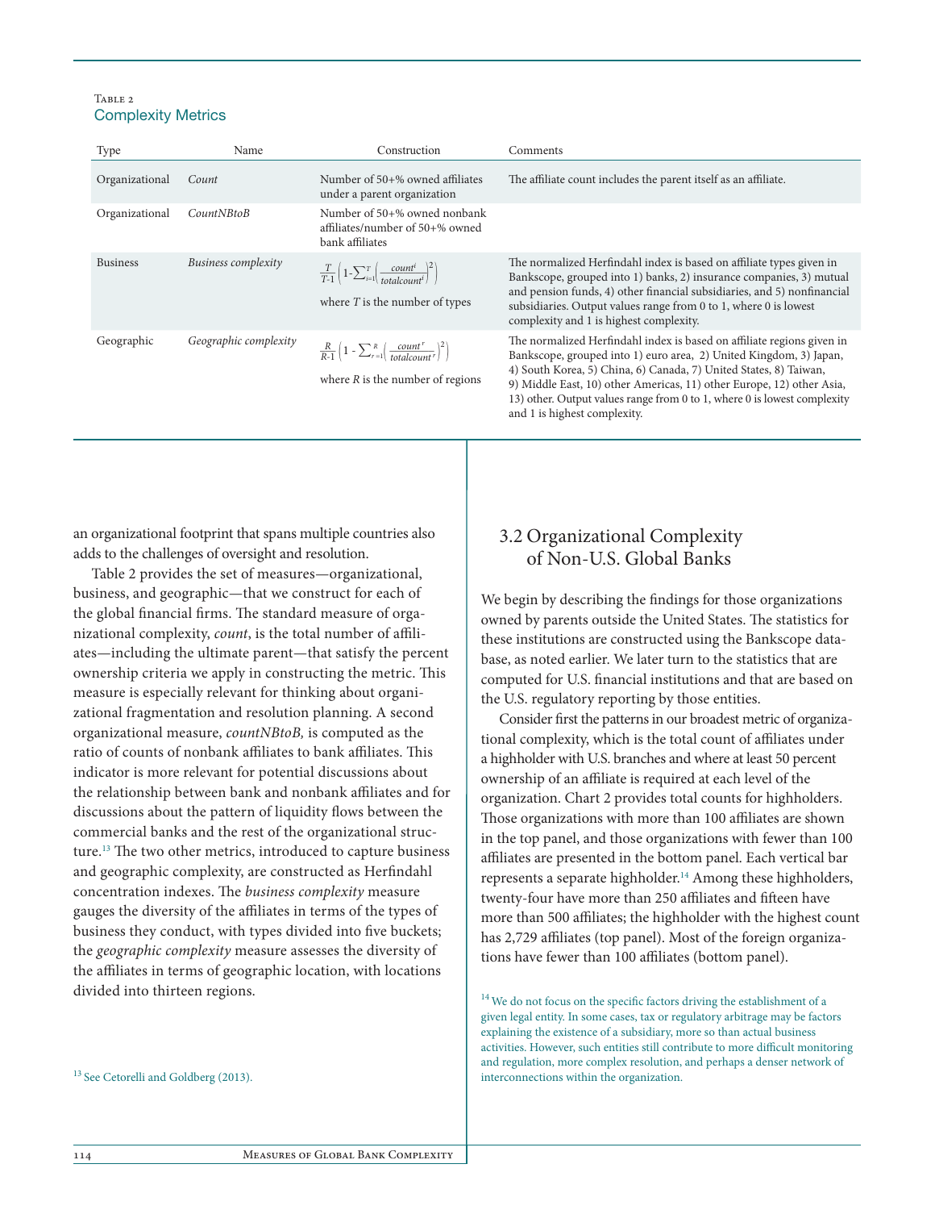Table 2
Complexity Metrics

| Type | Name | Construction | Comments |
|---|---|---|---|
| Organizational | *Count* | Number of 50+% owned affiliates under a parent organization | The affiliate count includes the parent itself as an affiliate. |
| Organizational | *CountNBtoB* | Number of 50+% owned nonbank affiliates/number of 50+% owned bank affiliates | |
| Business | *Business complexity* | $\frac{T}{T\text{-}1}\left(1\text{-}\sum_{i=1}^{T}\left(\frac{count^{i}}{totalcount^{i}}\right)^{2}\right)$ where $T$ is the number of types | The normalized Herfindahl index is based on affiliate types given in Bankscope, grouped into 1) banks, 2) insurance companies, 3) mutual and pension funds, 4) other financial subsidiaries, and 5) nonfinancial subsidiaries. Output values range from 0 to 1, where 0 is lowest complexity and 1 is highest complexity. |
| Geographic | *Geographic complexity* | $\frac{R}{R\text{-}1}\left(1 - \sum_{r=1}^{R}\left(\frac{count^{r}}{totalcount^{r}}\right)^{2}\right)$ where $R$ is the number of regions | The normalized Herfindahl index is based on affiliate regions given in Bankscope, grouped into 1) euro area, 2) United Kingdom, 3) Japan, 4) South Korea, 5) China, 6) Canada, 7) United States, 8) Taiwan, 9) Middle East, 10) other Americas, 11) other Europe, 12) other Asia, 13) other. Output values range from 0 to 1, where 0 is lowest complexity and 1 is highest complexity. |

an organizational footprint that spans multiple countries also adds to the challenges of oversight and resolution.

Table 2 provides the set of measures—organizational, business, and geographic—that we construct for each of the global financial firms. The standard measure of organizational complexity, *count*, is the total number of affiliates—including the ultimate parent—that satisfy the percent ownership criteria we apply in constructing the metric. This measure is especially relevant for thinking about organizational fragmentation and resolution planning. A second organizational measure, *countNBtoB,* is computed as the ratio of counts of nonbank affiliates to bank affiliates. This indicator is more relevant for potential discussions about the relationship between bank and nonbank affiliates and for discussions about the pattern of liquidity flows between the commercial banks and the rest of the organizational structure.[13] The two other metrics, introduced to capture business and geographic complexity, are constructed as Herfindahl concentration indexes. The *business complexity* measure gauges the diversity of the affiliates in terms of the types of business they conduct, with types divided into five buckets; the *geographic complexity* measure assesses the diversity of the affiliates in terms of geographic location, with locations divided into thirteen regions.

[13] See Cetorelli and Goldberg (2013).

## 3.2 Organizational Complexity of Non-U.S. Global Banks

We begin by describing the findings for those organizations owned by parents outside the United States. The statistics for these institutions are constructed using the Bankscope database, as noted earlier. We later turn to the statistics that are computed for U.S. financial institutions and that are based on the U.S. regulatory reporting by those entities.

Consider first the patterns in our broadest metric of organizational complexity, which is the total count of affiliates under a highholder with U.S. branches and where at least 50 percent ownership of an affiliate is required at each level of the organization. Chart 2 provides total counts for highholders. Those organizations with more than 100 affiliates are shown in the top panel, and those organizations with fewer than 100 affiliates are presented in the bottom panel. Each vertical bar represents a separate highholder.[14] Among these highholders, twenty-four have more than 250 affiliates and fifteen have more than 500 affiliates; the highholder with the highest count has 2,729 affiliates (top panel). Most of the foreign organizations have fewer than 100 affiliates (bottom panel).

[14] We do not focus on the specific factors driving the establishment of a given legal entity. In some cases, tax or regulatory arbitrage may be factors explaining the existence of a subsidiary, more so than actual business activities. However, such entities still contribute to more difficult monitoring and regulation, more complex resolution, and perhaps a denser network of interconnections within the organization.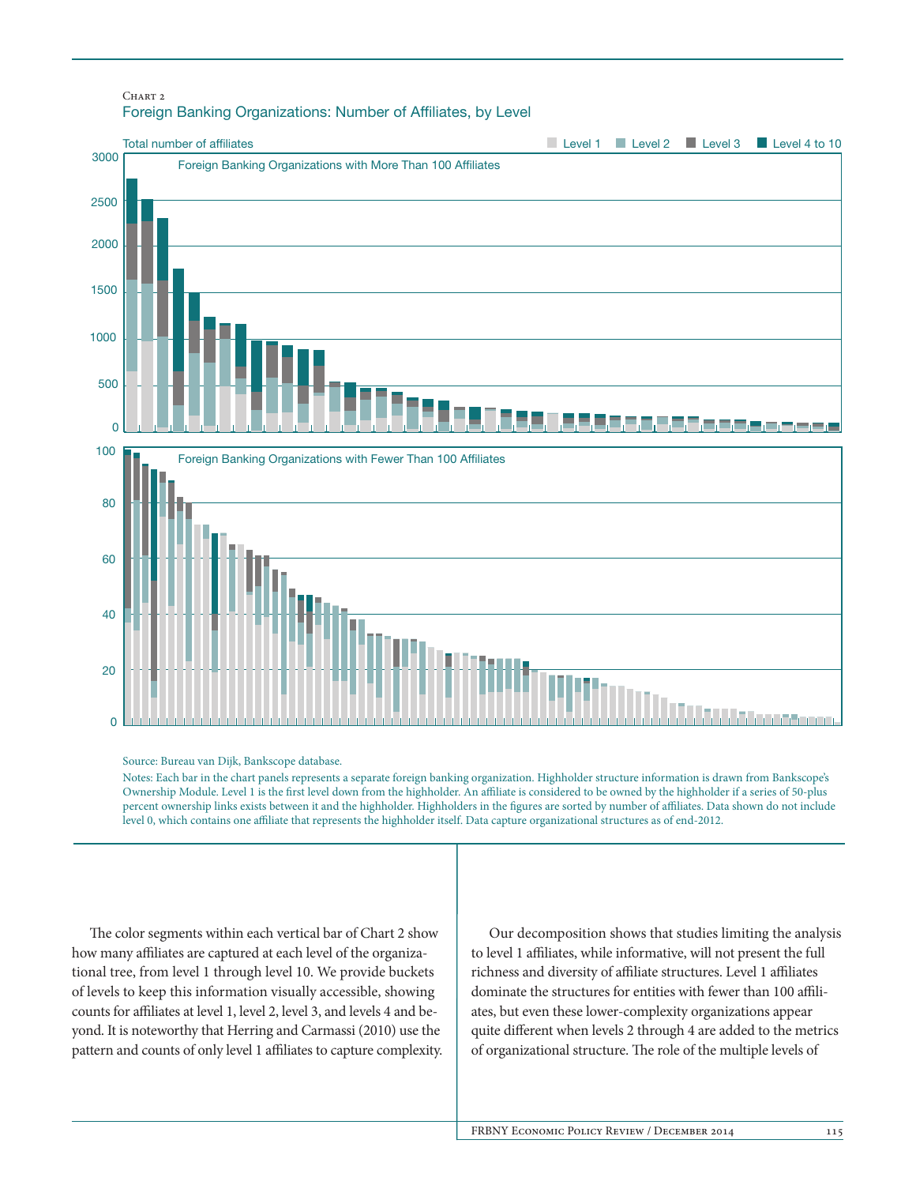Chart 2

Foreign Banking Organizations: Number of Affiliates, by Level

Source: Bureau van Dijk, Bankscope database.

Notes: Each bar in the chart panels represents a separate foreign banking organization. Highholder structure information is drawn from Bankscope's Ownership Module. Level 1 is the first level down from the highholder. An affiliate is considered to be owned by the highholder if a series of 50-plus percent ownership links exists between it and the highholder. Highholders in the figures are sorted by number of affiliates. Data shown do not include level 0, which contains one affiliate that represents the highholder itself. Data capture organizational structures as of end-2012.

The color segments within each vertical bar of Chart 2 show how many affiliates are captured at each level of the organizational tree, from level 1 through level 10. We provide buckets of levels to keep this information visually accessible, showing counts for affiliates at level 1, level 2, level 3, and levels 4 and beyond. It is noteworthy that Herring and Carmassi (2010) use the pattern and counts of only level 1 affiliates to capture complexity.

Our decomposition shows that studies limiting the analysis to level 1 affiliates, while informative, will not present the full richness and diversity of affiliate structures. Level 1 affiliates dominate the structures for entities with fewer than 100 affiliates, but even these lower-complexity organizations appear quite different when levels 2 through 4 are added to the metrics of organizational structure. The role of the multiple levels of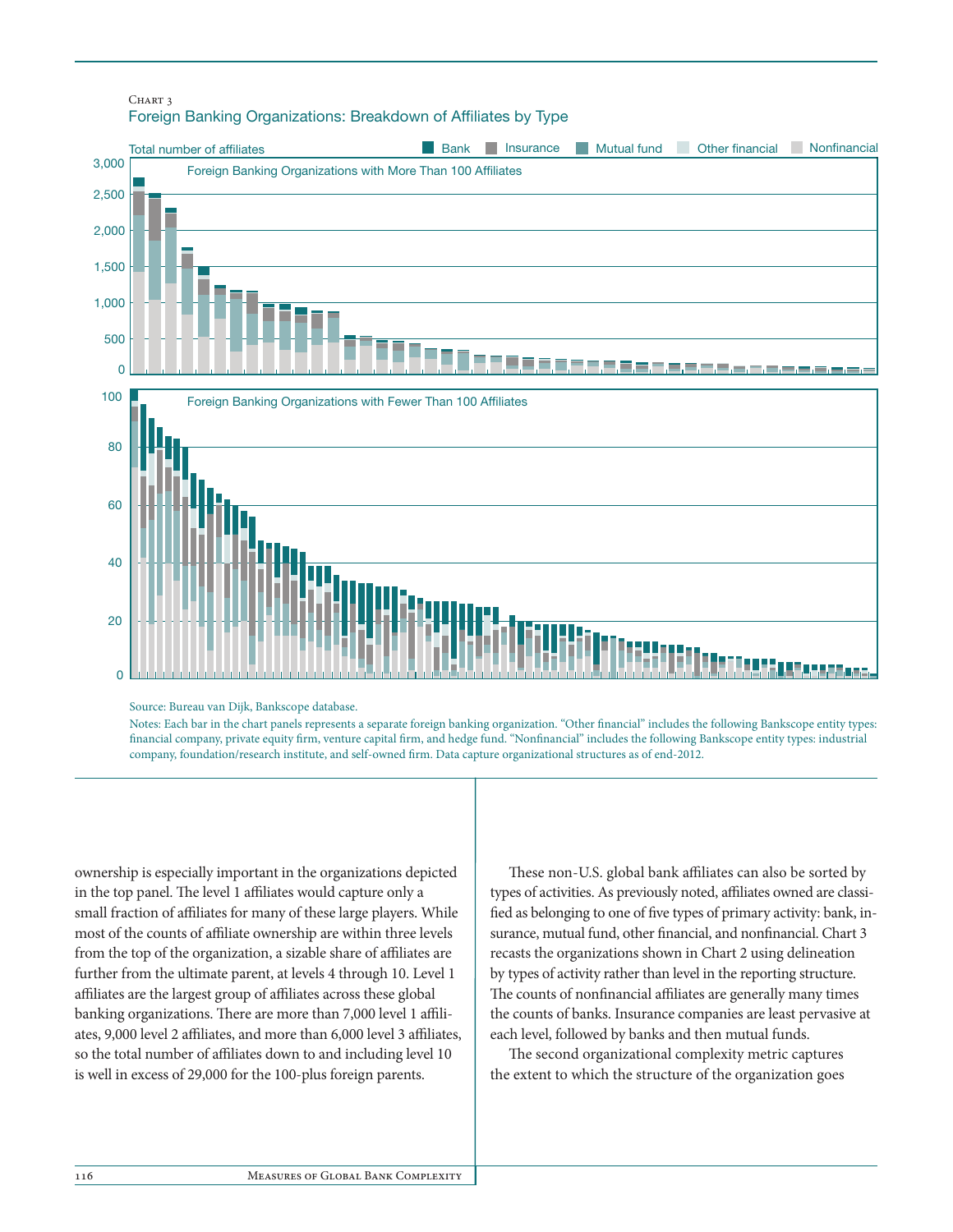Chart 3

Foreign Banking Organizations: Breakdown of Affiliates by Type

Total number of affiliates

Bank | Insurance | Mutual fund | Other financial | Nonfinancial

Foreign Banking Organizations with More Than 100 Affiliates

Foreign Banking Organizations with Fewer Than 100 Affiliates

Source: Bureau van Dijk, Bankscope database.

Notes: Each bar in the chart panels represents a separate foreign banking organization. "Other financial" includes the following Bankscope entity types: financial company, private equity firm, venture capital firm, and hedge fund. "Nonfinancial" includes the following Bankscope entity types: industrial company, foundation/research institute, and self-owned firm. Data capture organizational structures as of end-2012.

ownership is especially important in the organizations depicted in the top panel. The level 1 affiliates would capture only a small fraction of affiliates for many of these large players. While most of the counts of affiliate ownership are within three levels from the top of the organization, a sizable share of affiliates are further from the ultimate parent, at levels 4 through 10. Level 1 affiliates are the largest group of affiliates across these global banking organizations. There are more than 7,000 level 1 affiliates, 9,000 level 2 affiliates, and more than 6,000 level 3 affiliates, so the total number of affiliates down to and including level 10 is well in excess of 29,000 for the 100-plus foreign parents.

These non-U.S. global bank affiliates can also be sorted by types of activities. As previously noted, affiliates owned are classified as belonging to one of five types of primary activity: bank, insurance, mutual fund, other financial, and nonfinancial. Chart 3 recasts the organizations shown in Chart 2 using delineation by types of activity rather than level in the reporting structure. The counts of nonfinancial affiliates are generally many times the counts of banks. Insurance companies are least pervasive at each level, followed by banks and then mutual funds.

The second organizational complexity metric captures the extent to which the structure of the organization goes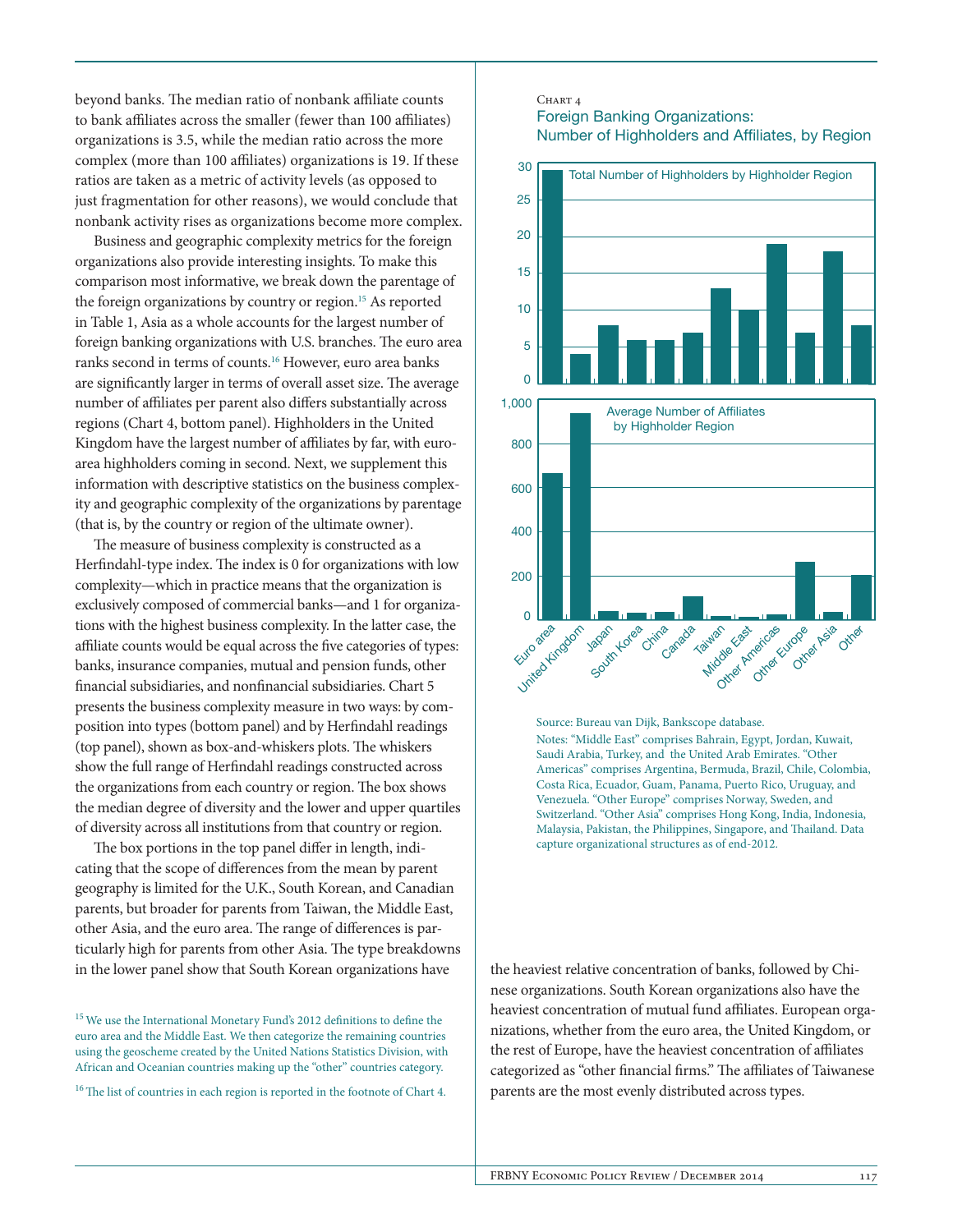beyond banks. The median ratio of nonbank affiliate counts to bank affiliates across the smaller (fewer than 100 affiliates) organizations is 3.5, while the median ratio across the more complex (more than 100 affiliates) organizations is 19. If these ratios are taken as a metric of activity levels (as opposed to just fragmentation for other reasons), we would conclude that nonbank activity rises as organizations become more complex.

Business and geographic complexity metrics for the foreign organizations also provide interesting insights. To make this comparison most informative, we break down the parentage of the foreign organizations by country or region.[15] As reported in Table 1, Asia as a whole accounts for the largest number of foreign banking organizations with U.S. branches. The euro area ranks second in terms of counts.[16] However, euro area banks are significantly larger in terms of overall asset size. The average number of affiliates per parent also differs substantially across regions (Chart 4, bottom panel). Highholders in the United Kingdom have the largest number of affiliates by far, with euro-area highholders coming in second. Next, we supplement this information with descriptive statistics on the business complexity and geographic complexity of the organizations by parentage (that is, by the country or region of the ultimate owner).

The measure of business complexity is constructed as a Herfindahl-type index. The index is 0 for organizations with low complexity—which in practice means that the organization is exclusively composed of commercial banks—and 1 for organizations with the highest business complexity. In the latter case, the affiliate counts would be equal across the five categories of types: banks, insurance companies, mutual and pension funds, other financial subsidiaries, and nonfinancial subsidiaries. Chart 5 presents the business complexity measure in two ways: by composition into types (bottom panel) and by Herfindahl readings (top panel), shown as box-and-whiskers plots. The whiskers show the full range of Herfindahl readings constructed across the organizations from each country or region. The box shows the median degree of diversity and the lower and upper quartiles of diversity across all institutions from that country or region.

The box portions in the top panel differ in length, indicating that the scope of differences from the mean by parent geography is limited for the U.K., South Korean, and Canadian parents, but broader for parents from Taiwan, the Middle East, other Asia, and the euro area. The range of differences is particularly high for parents from other Asia. The type breakdowns in the lower panel show that South Korean organizations have the heaviest relative concentration of banks, followed by Chinese organizations. South Korean organizations also have the heaviest concentration of mutual fund affiliates. European organizations, whether from the euro area, the United Kingdom, or the rest of Europe, have the heaviest concentration of affiliates categorized as "other financial firms." The affiliates of Taiwanese parents are the most evenly distributed across types.

Chart 4

Foreign Banking Organizations: Number of Highholders and Affiliates, by Region

Total Number of Highholders by Highholder Region

| Region | Number of highholders (approx.) |
|---|---|
| Euro area | 29 |
| United Kingdom | 4 |
| Japan | 8 |
| South Korea | 6 |
| China | 6 |
| Canada | 7 |
| Taiwan | 13 |
| Middle East | 10 |
| Other Americas | 19 |
| Other Europe | 7 |
| Other Asia | 18 |
| Other | 8 |

Average Number of Affiliates by Highholder Region

| Region | Average number of affiliates (approx.) |
|---|---|
| Euro area | 665 |
| United Kingdom | 940 |
| Japan | 35 |
| South Korea | 30 |
| China | 32 |
| Canada | 105 |
| Taiwan | 15 |
| Middle East | 10 |
| Other Americas | 22 |
| Other Europe | 262 |
| Other Asia | 33 |
| Other | 200 |

Source: Bureau van Dijk, Bankscope database.

Notes: "Middle East" comprises Bahrain, Egypt, Jordan, Kuwait, Saudi Arabia, Turkey, and the United Arab Emirates. "Other Americas" comprises Argentina, Bermuda, Brazil, Chile, Colombia, Costa Rica, Ecuador, Guam, Panama, Puerto Rico, Uruguay, and Venezuela. "Other Europe" comprises Norway, Sweden, and Switzerland. "Other Asia" comprises Hong Kong, India, Indonesia, Malaysia, Pakistan, the Philippines, Singapore, and Thailand. Data capture organizational structures as of end-2012.

[15] We use the International Monetary Fund's 2012 definitions to define the euro area and the Middle East. We then categorize the remaining countries using the geoscheme created by the United Nations Statistics Division, with African and Oceanian countries making up the "other" countries category.

[16] The list of countries in each region is reported in the footnote of Chart 4.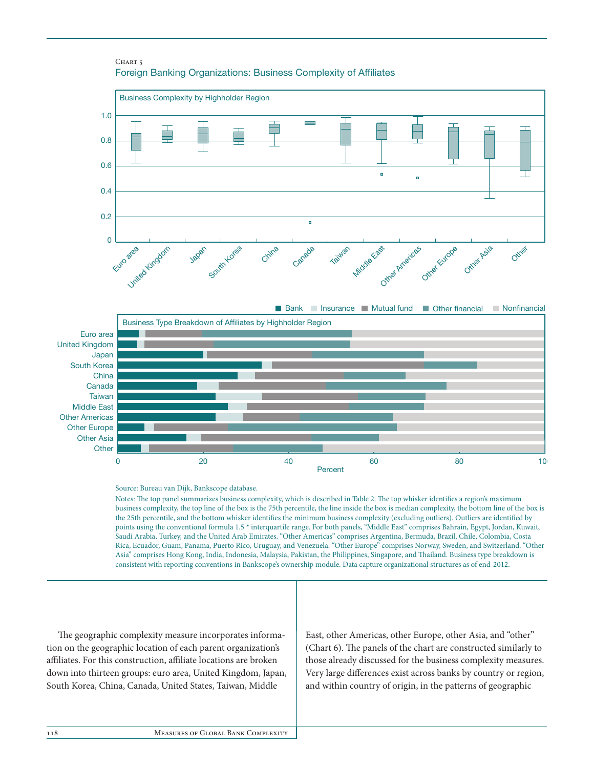Chart 5

Foreign Banking Organizations: Business Complexity of Affiliates

Business Complexity by Highholder Region

Business Type Breakdown of Affiliates by Highholder Region

Source: Bureau van Dijk, Bankscope database.

Notes: The top panel summarizes business complexity, which is described in Table 2. The top whisker identifies a region's maximum business complexity, the top line of the box is the 75th percentile, the line inside the box is median complexity, the bottom line of the box is the 25th percentile, and the bottom whisker identifies the minimum business complexity (excluding outliers). Outliers are identified by points using the conventional formula 1.5 * interquartile range. For both panels, "Middle East" comprises Bahrain, Egypt, Jordan, Kuwait, Saudi Arabia, Turkey, and the United Arab Emirates. "Other Americas" comprises Argentina, Bermuda, Brazil, Chile, Colombia, Costa Rica, Ecuador, Guam, Panama, Puerto Rico, Uruguay, and Venezuela. "Other Europe" comprises Norway, Sweden, and Switzerland. "Other Asia" comprises Hong Kong, India, Indonesia, Malaysia, Pakistan, the Philippines, Singapore, and Thailand. Business type breakdown is consistent with reporting conventions in Bankscope's ownership module. Data capture organizational structures as of end-2012.

The geographic complexity measure incorporates information on the geographic location of each parent organization's affiliates. For this construction, affiliate locations are broken down into thirteen groups: euro area, United Kingdom, Japan, South Korea, China, Canada, United States, Taiwan, Middle East, other Americas, other Europe, other Asia, and "other" (Chart 6). The panels of the chart are constructed similarly to those already discussed for the business complexity measures. Very large differences exist across banks by country or region, and within country of origin, in the patterns of geographic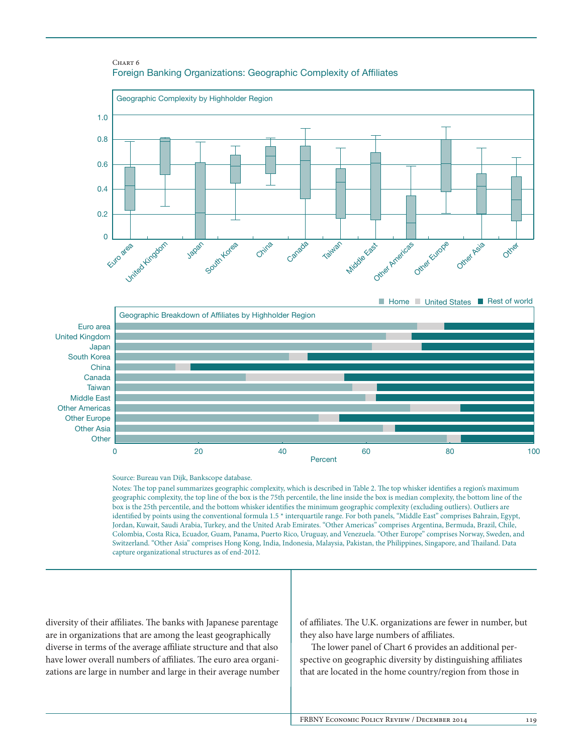Chart 6

Foreign Banking Organizations: Geographic Complexity of Affiliates

Geographic Complexity by Highholder Region

Geographic Breakdown of Affiliates by Highholder Region

Source: Bureau van Dijk, Bankscope database.

Notes: The top panel summarizes geographic complexity, which is described in Table 2. The top whisker identifies a region's maximum geographic complexity, the top line of the box is the 75th percentile, the line inside the box is median complexity, the bottom line of the box is the 25th percentile, and the bottom whisker identifies the minimum geographic complexity (excluding outliers). Outliers are identified by points using the conventional formula 1.5 * interquartile range. For both panels, "Middle East" comprises Bahrain, Egypt, Jordan, Kuwait, Saudi Arabia, Turkey, and the United Arab Emirates. "Other Americas" comprises Argentina, Bermuda, Brazil, Chile, Colombia, Costa Rica, Ecuador, Guam, Panama, Puerto Rico, Uruguay, and Venezuela. "Other Europe" comprises Norway, Sweden, and Switzerland. "Other Asia" comprises Hong Kong, India, Indonesia, Malaysia, Pakistan, the Philippines, Singapore, and Thailand. Data capture organizational structures as of end-2012.

diversity of their affiliates. The banks with Japanese parentage are in organizations that are among the least geographically diverse in terms of the average affiliate structure and that also have lower overall numbers of affiliates. The euro area organizations are large in number and large in their average number of affiliates. The U.K. organizations are fewer in number, but they also have large numbers of affiliates.

The lower panel of Chart 6 provides an additional perspective on geographic diversity by distinguishing affiliates that are located in the home country/region from those in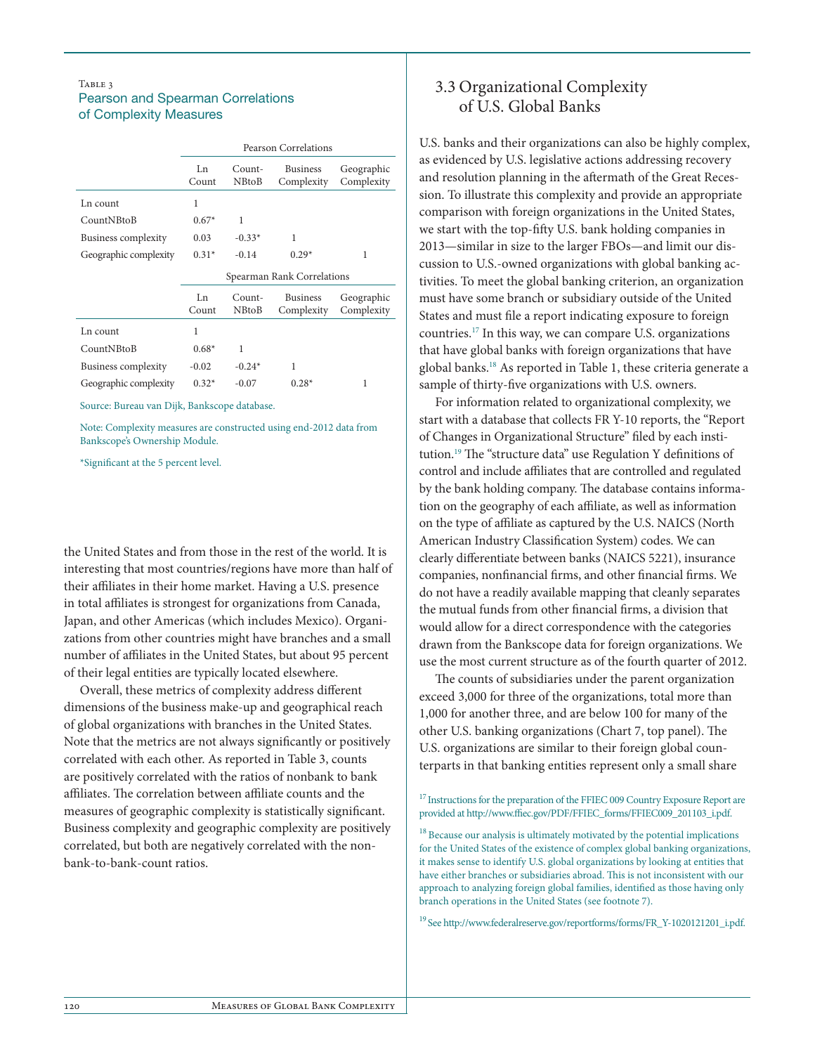Table 3
Pearson and Spearman Correlations of Complexity Measures

| | Pearson Correlations | | | |
|---|---|---|---|---|
| | Ln Count | Count-NBtoB | Business Complexity | Geographic Complexity |
| Ln count | 1 | | | |
| CountNBtoB | 0.67* | 1 | | |
| Business complexity | 0.03 | -0.33* | 1 | |
| Geographic complexity | 0.31* | -0.14 | 0.29* | 1 |
| | **Spearman Rank Correlations** | | | |
| | Ln Count | Count-NBtoB | Business Complexity | Geographic Complexity |
| Ln count | 1 | | | |
| CountNBtoB | 0.68* | 1 | | |
| Business complexity | -0.02 | -0.24* | 1 | |
| Geographic complexity | 0.32* | -0.07 | 0.28* | 1 |

Source: Bureau van Dijk, Bankscope database.

Note: Complexity measures are constructed using end-2012 data from Bankscope's Ownership Module.

*Significant at the 5 percent level.

the United States and from those in the rest of the world. It is interesting that most countries/regions have more than half of their affiliates in their home market. Having a U.S. presence in total affiliates is strongest for organizations from Canada, Japan, and other Americas (which includes Mexico). Organizations from other countries might have branches and a small number of affiliates in the United States, but about 95 percent of their legal entities are typically located elsewhere.

Overall, these metrics of complexity address different dimensions of the business make-up and geographical reach of global organizations with branches in the United States. Note that the metrics are not always significantly or positively correlated with each other. As reported in Table 3, counts are positively correlated with the ratios of nonbank to bank affiliates. The correlation between affiliate counts and the measures of geographic complexity is statistically significant. Business complexity and geographic complexity are positively correlated, but both are negatively correlated with the nonbank-to-bank-count ratios.

## 3.3 Organizational Complexity of U.S. Global Banks

U.S. banks and their organizations can also be highly complex, as evidenced by U.S. legislative actions addressing recovery and resolution planning in the aftermath of the Great Recession. To illustrate this complexity and provide an appropriate comparison with foreign organizations in the United States, we start with the top-fifty U.S. bank holding companies in 2013—similar in size to the larger FBOs—and limit our discussion to U.S.-owned organizations with global banking activities. To meet the global banking criterion, an organization must have some branch or subsidiary outside of the United States and must file a report indicating exposure to foreign countries.[17] In this way, we can compare U.S. organizations that have global banks with foreign organizations that have global banks.[18] As reported in Table 1, these criteria generate a sample of thirty-five organizations with U.S. owners.

For information related to organizational complexity, we start with a database that collects FR Y-10 reports, the "Report of Changes in Organizational Structure" filed by each institution.[19] The "structure data" use Regulation Y definitions of control and include affiliates that are controlled and regulated by the bank holding company. The database contains information on the geography of each affiliate, as well as information on the type of affiliate as captured by the U.S. NAICS (North American Industry Classification System) codes. We can clearly differentiate between banks (NAICS 5221), insurance companies, nonfinancial firms, and other financial firms. We do not have a readily available mapping that cleanly separates the mutual funds from other financial firms, a division that would allow for a direct correspondence with the categories drawn from the Bankscope data for foreign organizations. We use the most current structure as of the fourth quarter of 2012.

The counts of subsidiaries under the parent organization exceed 3,000 for three of the organizations, total more than 1,000 for another three, and are below 100 for many of the other U.S. banking organizations (Chart 7, top panel). The U.S. organizations are similar to their foreign global counterparts in that banking entities represent only a small share

[17] Instructions for the preparation of the FFIEC 009 Country Exposure Report are provided at http://www.ffiec.gov/PDF/FFIEC_forms/FFIEC009_201103_i.pdf.

[18] Because our analysis is ultimately motivated by the potential implications for the United States of the existence of complex global banking organizations, it makes sense to identify U.S. global organizations by looking at entities that have either branches or subsidiaries abroad. This is not inconsistent with our approach to analyzing foreign global families, identified as those having only branch operations in the United States (see footnote 7).

[19] See http://www.federalreserve.gov/reportforms/forms/FR_Y-1020121201_i.pdf.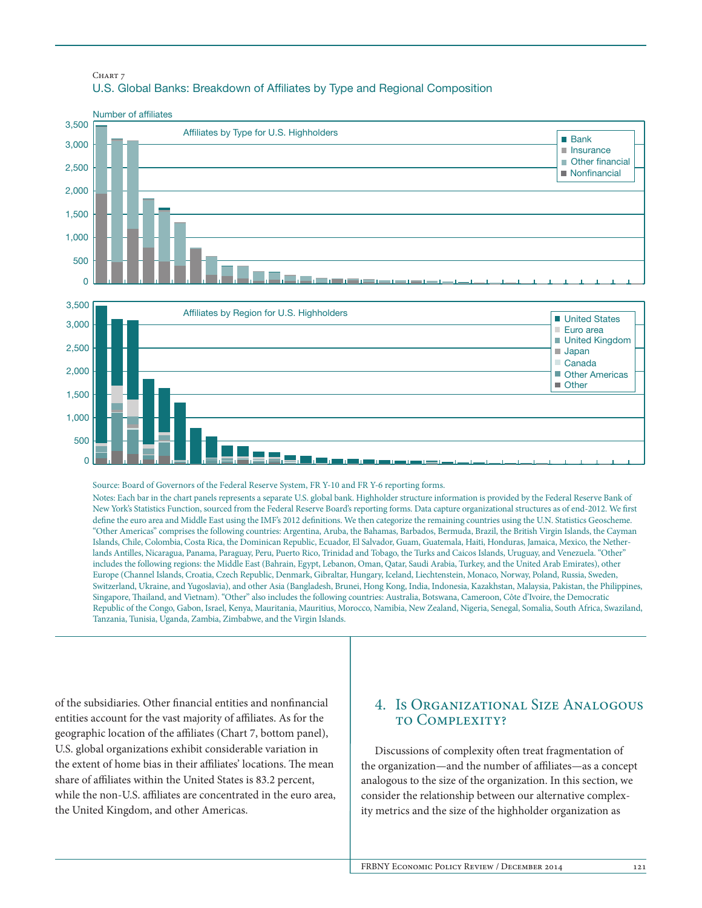Chart 7

U.S. Global Banks: Breakdown of Affiliates by Type and Regional Composition

Source: Board of Governors of the Federal Reserve System, FR Y-10 and FR Y-6 reporting forms.

Notes: Each bar in the chart panels represents a separate U.S. global bank. Highholder structure information is provided by the Federal Reserve Bank of New York's Statistics Function, sourced from the Federal Reserve Board's reporting forms. Data capture organizational structures as of end-2012. We first define the euro area and Middle East using the IMF's 2012 definitions. We then categorize the remaining countries using the U.N. Statistics Geoscheme. "Other Americas" comprises the following countries: Argentina, Aruba, the Bahamas, Barbados, Bermuda, Brazil, the British Virgin Islands, the Cayman Islands, Chile, Colombia, Costa Rica, the Dominican Republic, Ecuador, El Salvador, Guam, Guatemala, Haiti, Honduras, Jamaica, Mexico, the Netherlands Antilles, Nicaragua, Panama, Paraguay, Peru, Puerto Rico, Trinidad and Tobago, the Turks and Caicos Islands, Uruguay, and Venezuela. "Other" includes the following regions: the Middle East (Bahrain, Egypt, Lebanon, Oman, Qatar, Saudi Arabia, Turkey, and the United Arab Emirates), other Europe (Channel Islands, Croatia, Czech Republic, Denmark, Gibraltar, Hungary, Iceland, Liechtenstein, Monaco, Norway, Poland, Russia, Sweden, Switzerland, Ukraine, and Yugoslavia), and other Asia (Bangladesh, Brunei, Hong Kong, India, Indonesia, Kazakhstan, Malaysia, Pakistan, the Philippines, Singapore, Thailand, and Vietnam). "Other" also includes the following countries: Australia, Botswana, Cameroon, Côte d'Ivoire, the Democratic Republic of the Congo, Gabon, Israel, Kenya, Mauritania, Mauritius, Morocco, Namibia, New Zealand, Nigeria, Senegal, Somalia, South Africa, Swaziland, Tanzania, Tunisia, Uganda, Zambia, Zimbabwe, and the Virgin Islands.

of the subsidiaries. Other financial entities and nonfinancial entities account for the vast majority of affiliates. As for the geographic location of the affiliates (Chart 7, bottom panel), U.S. global organizations exhibit considerable variation in the extent of home bias in their affiliates' locations. The mean share of affiliates within the United States is 83.2 percent, while the non-U.S. affiliates are concentrated in the euro area, the United Kingdom, and other Americas.

## 4. Is Organizational Size Analogous to Complexity?

Discussions of complexity often treat fragmentation of the organization—and the number of affiliates—as a concept analogous to the size of the organization. In this section, we consider the relationship between our alternative complexity metrics and the size of the highholder organization as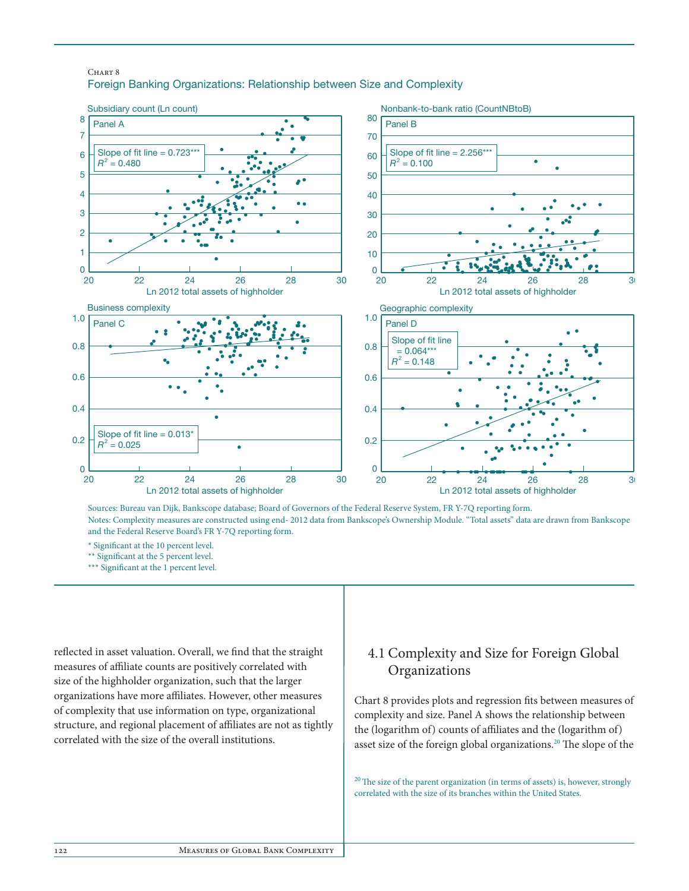Chart 8

Foreign Banking Organizations: Relationship between Size and Complexity

Panel A — Subsidiary count (Ln count); Slope of fit line = 0.723***; $R^2$ = 0.480; x-axis: Ln 2012 total assets of highholder

Panel B — Nonbank-to-bank ratio (CountNBtoB); Slope of fit line = 2.256***; $R^2$ = 0.100; x-axis: Ln 2012 total assets of highholder

Panel C — Business complexity; Slope of fit line = 0.013*; $R^2$ = 0.025; x-axis: Ln 2012 total assets of highholder

Panel D — Geographic complexity; Slope of fit line = 0.064***; $R^2$ = 0.148; x-axis: Ln 2012 total assets of highholder

Sources: Bureau van Dijk, Bankscope database; Board of Governors of the Federal Reserve System, FR Y-7Q reporting form.

Notes: Complexity measures are constructed using end- 2012 data from Bankscope's Ownership Module. "Total assets" data are drawn from Bankscope and the Federal Reserve Board's FR Y-7Q reporting form.

\* Significant at the 10 percent level.

\*\* Significant at the 5 percent level.

\*\*\* Significant at the 1 percent level.

reflected in asset valuation. Overall, we find that the straight measures of affiliate counts are positively correlated with size of the highholder organization, such that the larger organizations have more affiliates. However, other measures of complexity that use information on type, organizational structure, and regional placement of affiliates are not as tightly correlated with the size of the overall institutions.

## 4.1 Complexity and Size for Foreign Global Organizations

Chart 8 provides plots and regression fits between measures of complexity and size. Panel A shows the relationship between the (logarithm of) counts of affiliates and the (logarithm of) asset size of the foreign global organizations.[20] The slope of the

[20] The size of the parent organization (in terms of assets) is, however, strongly correlated with the size of its branches within the United States.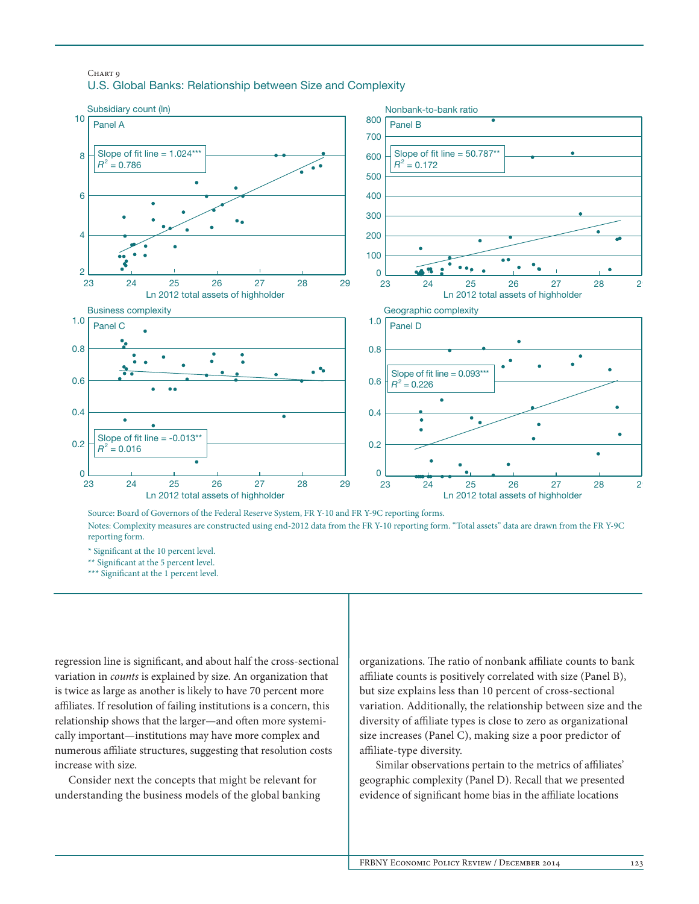Chart 9

U.S. Global Banks: Relationship between Size and Complexity

Panel A — Subsidiary count (ln) vs. Ln 2012 total assets of highholder. Slope of fit line = 1.024***; $R^2$ = 0.786

Panel B — Nonbank-to-bank ratio vs. Ln 2012 total assets of highholder. Slope of fit line = 50.787**; $R^2$ = 0.172

Panel C — Business complexity vs. Ln 2012 total assets of highholder. Slope of fit line = -0.013**; $R^2$ = 0.016

Panel D — Geographic complexity vs. Ln 2012 total assets of highholder. Slope of fit line = 0.093***; $R^2$ = 0.226

Source: Board of Governors of the Federal Reserve System, FR Y-10 and FR Y-9C reporting forms.

Notes: Complexity measures are constructed using end-2012 data from the FR Y-10 reporting form. "Total assets" data are drawn from the FR Y-9C reporting form.

\* Significant at the 10 percent level.

\*\* Significant at the 5 percent level.

\*\*\* Significant at the 1 percent level.

regression line is significant, and about half the cross-sectional variation in *counts* is explained by size. An organization that is twice as large as another is likely to have 70 percent more affiliates. If resolution of failing institutions is a concern, this relationship shows that the larger—and often more systemically important—institutions may have more complex and numerous affiliate structures, suggesting that resolution costs increase with size.

Consider next the concepts that might be relevant for understanding the business models of the global banking organizations. The ratio of nonbank affiliate counts to bank affiliate counts is positively correlated with size (Panel B), but size explains less than 10 percent of cross-sectional variation. Additionally, the relationship between size and the diversity of affiliate types is close to zero as organizational size increases (Panel C), making size a poor predictor of affiliate-type diversity.

Similar observations pertain to the metrics of affiliates' geographic complexity (Panel D). Recall that we presented evidence of significant home bias in the affiliate locations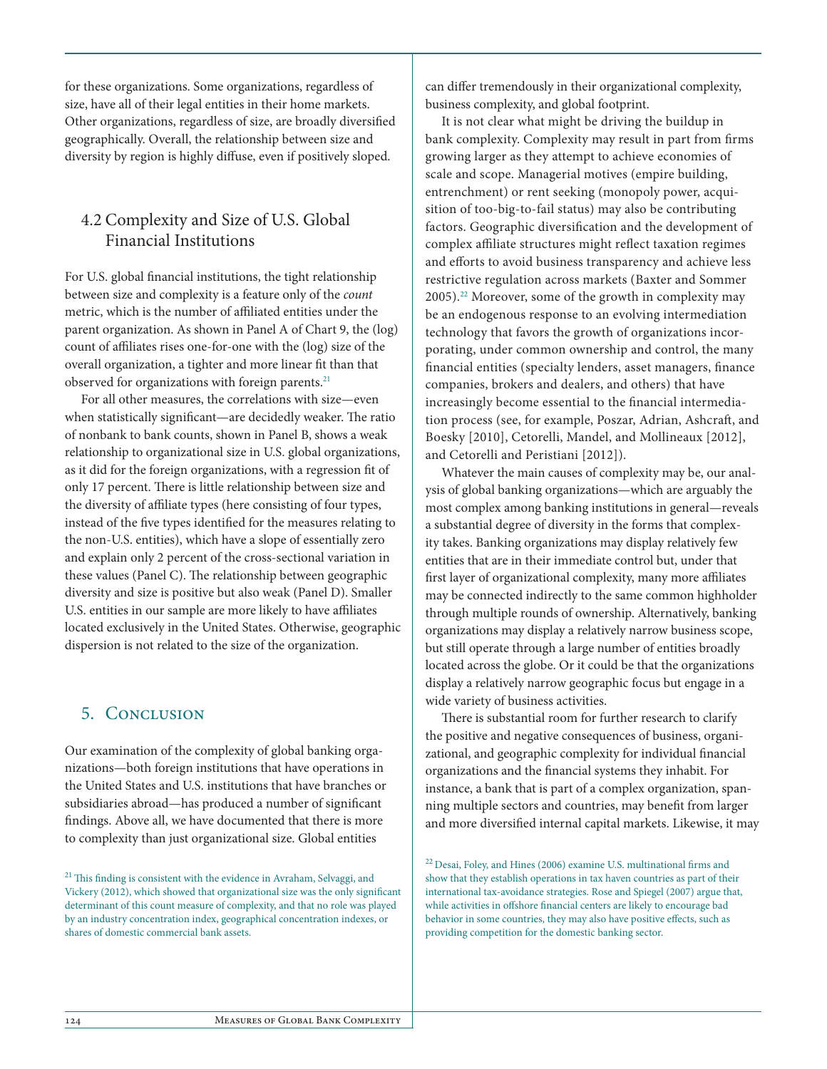for these organizations. Some organizations, regardless of size, have all of their legal entities in their home markets. Other organizations, regardless of size, are broadly diversified geographically. Overall, the relationship between size and diversity by region is highly diffuse, even if positively sloped.

## 4.2 Complexity and Size of U.S. Global Financial Institutions

For U.S. global financial institutions, the tight relationship between size and complexity is a feature only of the *count* metric, which is the number of affiliated entities under the parent organization. As shown in Panel A of Chart 9, the (log) count of affiliates rises one-for-one with the (log) size of the overall organization, a tighter and more linear fit than that observed for organizations with foreign parents.[21]

For all other measures, the correlations with size—even when statistically significant—are decidedly weaker. The ratio of nonbank to bank counts, shown in Panel B, shows a weak relationship to organizational size in U.S. global organizations, as it did for the foreign organizations, with a regression fit of only 17 percent. There is little relationship between size and the diversity of affiliate types (here consisting of four types, instead of the five types identified for the measures relating to the non-U.S. entities), which have a slope of essentially zero and explain only 2 percent of the cross-sectional variation in these values (Panel C). The relationship between geographic diversity and size is positive but also weak (Panel D). Smaller U.S. entities in our sample are more likely to have affiliates located exclusively in the United States. Otherwise, geographic dispersion is not related to the size of the organization.

## 5. Conclusion

Our examination of the complexity of global banking organizations—both foreign institutions that have operations in the United States and U.S. institutions that have branches or subsidiaries abroad—has produced a number of significant findings. Above all, we have documented that there is more to complexity than just organizational size. Global entities can differ tremendously in their organizational complexity, business complexity, and global footprint.

It is not clear what might be driving the buildup in bank complexity. Complexity may result in part from firms growing larger as they attempt to achieve economies of scale and scope. Managerial motives (empire building, entrenchment) or rent seeking (monopoly power, acquisition of too-big-to-fail status) may also be contributing factors. Geographic diversification and the development of complex affiliate structures might reflect taxation regimes and efforts to avoid business transparency and achieve less restrictive regulation across markets (Baxter and Sommer 2005).[22] Moreover, some of the growth in complexity may be an endogenous response to an evolving intermediation technology that favors the growth of organizations incorporating, under common ownership and control, the many financial entities (specialty lenders, asset managers, finance companies, brokers and dealers, and others) that have increasingly become essential to the financial intermediation process (see, for example, Poszar, Adrian, Ashcraft, and Boesky [2010], Cetorelli, Mandel, and Mollineaux [2012], and Cetorelli and Peristiani [2012]).

Whatever the main causes of complexity may be, our analysis of global banking organizations—which are arguably the most complex among banking institutions in general—reveals a substantial degree of diversity in the forms that complexity takes. Banking organizations may display relatively few entities that are in their immediate control but, under that first layer of organizational complexity, many more affiliates may be connected indirectly to the same common highholder through multiple rounds of ownership. Alternatively, banking organizations may display a relatively narrow business scope, but still operate through a large number of entities broadly located across the globe. Or it could be that the organizations display a relatively narrow geographic focus but engage in a wide variety of business activities.

There is substantial room for further research to clarify the positive and negative consequences of business, organizational, and geographic complexity for individual financial organizations and the financial systems they inhabit. For instance, a bank that is part of a complex organization, spanning multiple sectors and countries, may benefit from larger and more diversified internal capital markets. Likewise, it may

---

[21] This finding is consistent with the evidence in Avraham, Selvaggi, and Vickery (2012), which showed that organizational size was the only significant determinant of this count measure of complexity, and that no role was played by an industry concentration index, geographical concentration indexes, or shares of domestic commercial bank assets.

[22] Desai, Foley, and Hines (2006) examine U.S. multinational firms and show that they establish operations in tax haven countries as part of their international tax-avoidance strategies. Rose and Spiegel (2007) argue that, while activities in offshore financial centers are likely to encourage bad behavior in some countries, they may also have positive effects, such as providing competition for the domestic banking sector.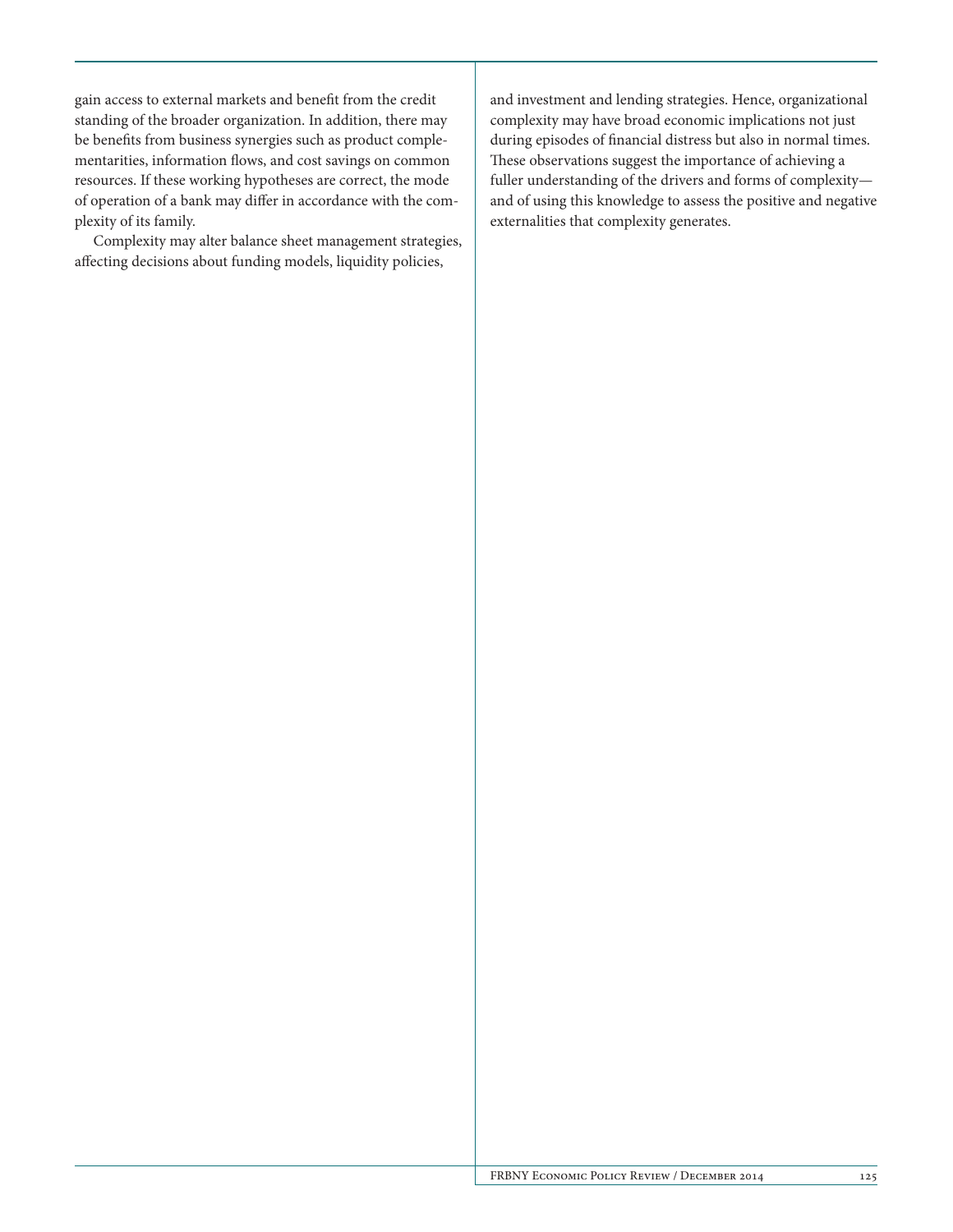gain access to external markets and benefit from the credit standing of the broader organization. In addition, there may be benefits from business synergies such as product complementarities, information flows, and cost savings on common resources. If these working hypotheses are correct, the mode of operation of a bank may differ in accordance with the complexity of its family.

Complexity may alter balance sheet management strategies, affecting decisions about funding models, liquidity policies, and investment and lending strategies. Hence, organizational complexity may have broad economic implications not just during episodes of financial distress but also in normal times. These observations suggest the importance of achieving a fuller understanding of the drivers and forms of complexity—and of using this knowledge to assess the positive and negative externalities that complexity generates.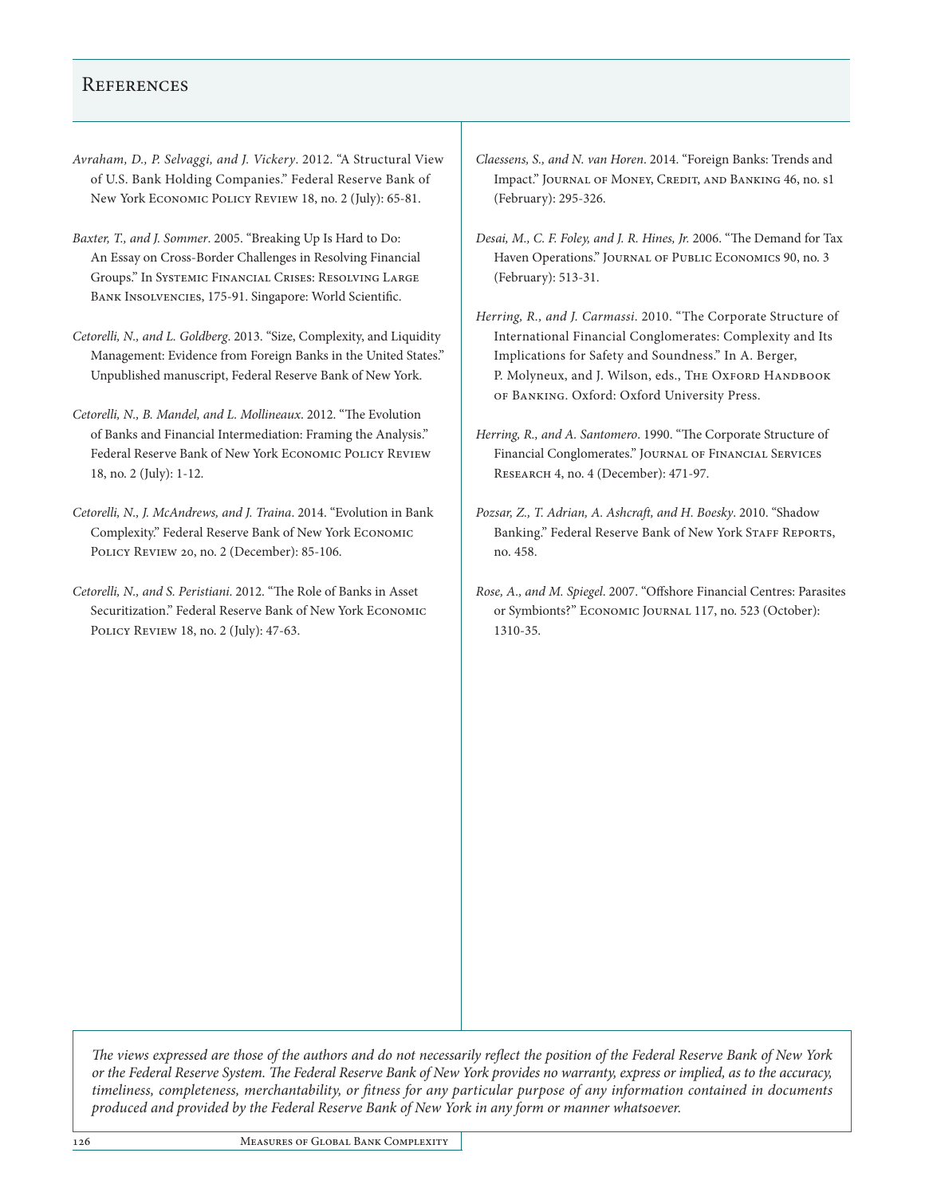# References

*Avraham, D., P. Selvaggi, and J. Vickery*. 2012. "A Structural View of U.S. Bank Holding Companies." Federal Reserve Bank of New York Economic Policy Review 18, no. 2 (July): 65-81.

*Baxter, T., and J. Sommer*. 2005. "Breaking Up Is Hard to Do: An Essay on Cross-Border Challenges in Resolving Financial Groups." In Systemic Financial Crises: Resolving Large Bank Insolvencies, 175-91. Singapore: World Scientific.

*Cetorelli, N., and L. Goldberg*. 2013. "Size, Complexity, and Liquidity Management: Evidence from Foreign Banks in the United States." Unpublished manuscript, Federal Reserve Bank of New York.

*Cetorelli, N., B. Mandel, and L. Mollineaux*. 2012. "The Evolution of Banks and Financial Intermediation: Framing the Analysis." Federal Reserve Bank of New York Economic Policy Review 18, no. 2 (July): 1-12.

*Cetorelli, N., J. McAndrews, and J. Traina*. 2014. "Evolution in Bank Complexity." Federal Reserve Bank of New York Economic Policy Review 20, no. 2 (December): 85-106.

*Cetorelli, N., and S. Peristiani*. 2012. "The Role of Banks in Asset Securitization." Federal Reserve Bank of New York Economic Policy Review 18, no. 2 (July): 47-63.

*Claessens, S., and N. van Horen*. 2014. "Foreign Banks: Trends and Impact." Journal of Money, Credit, and Banking 46, no. s1 (February): 295-326.

*Desai, M., C. F. Foley, and J. R. Hines, Jr.* 2006. "The Demand for Tax Haven Operations." Journal of Public Economics 90, no. 3 (February): 513-31.

*Herring, R., and J. Carmassi*. 2010. "The Corporate Structure of International Financial Conglomerates: Complexity and Its Implications for Safety and Soundness." In A. Berger, P. Molyneux, and J. Wilson, eds., The Oxford Handbook of Banking. Oxford: Oxford University Press.

*Herring, R., and A. Santomero*. 1990. "The Corporate Structure of Financial Conglomerates." Journal of Financial Services Research 4, no. 4 (December): 471-97.

*Pozsar, Z., T. Adrian, A. Ashcraft, and H. Boesky*. 2010. "Shadow Banking." Federal Reserve Bank of New York Staff Reports, no. 458.

*Rose, A., and M. Spiegel*. 2007. "Offshore Financial Centres: Parasites or Symbionts?" Economic Journal 117, no. 523 (October): 1310-35.

*The views expressed are those of the authors and do not necessarily reflect the position of the Federal Reserve Bank of New York or the Federal Reserve System. The Federal Reserve Bank of New York provides no warranty, express or implied, as to the accuracy, timeliness, completeness, merchantability, or fitness for any particular purpose of any information contained in documents produced and provided by the Federal Reserve Bank of New York in any form or manner whatsoever.*